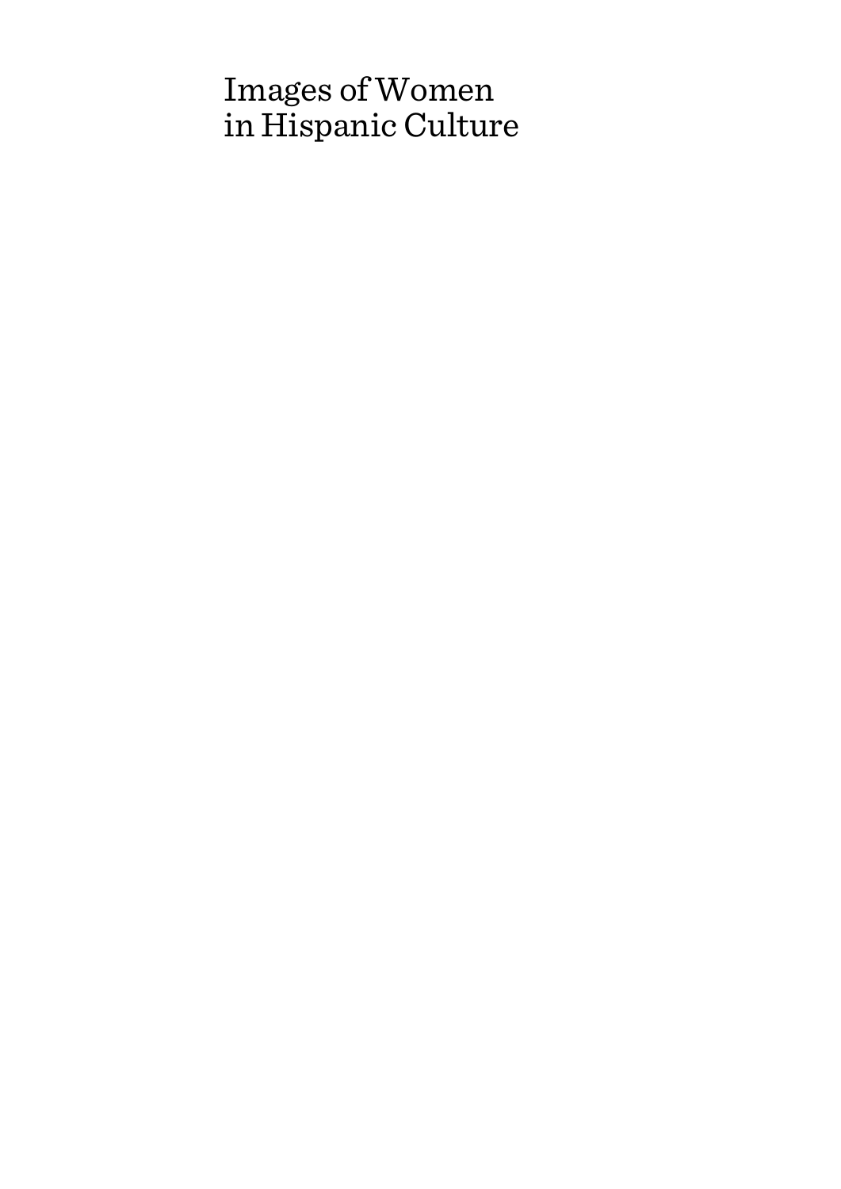# Images of Women in Hispanic Culture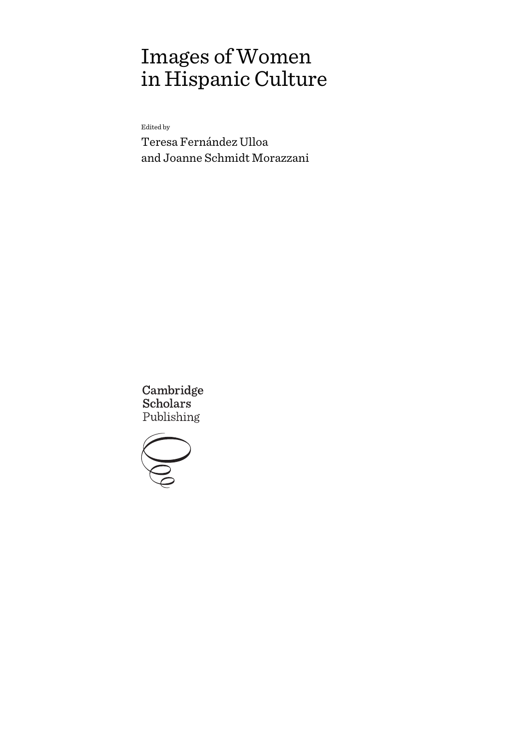# Images of Women in Hispanic Culture

Edited by

Teresa Fernández Ulloa and Joanne Schmidt Morazzani

Cambridge Scholars Publishing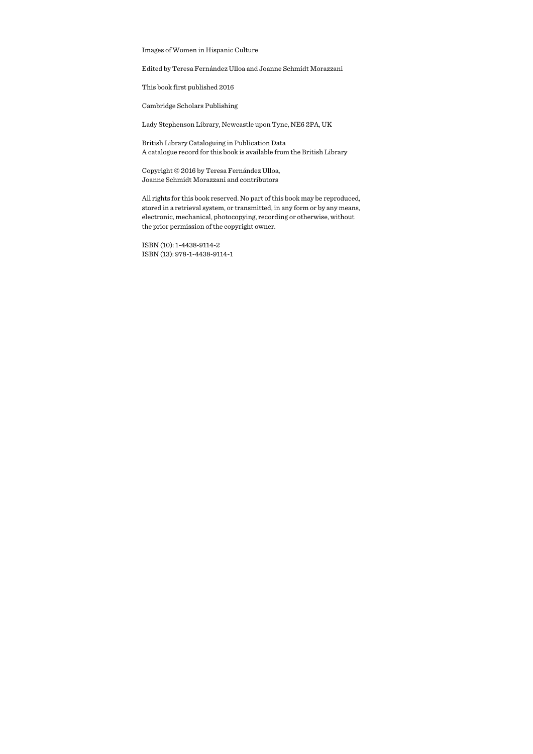Images of Women in Hispanic Culture

Edited by Teresa Fernández Ulloa and Joanne Schmidt Morazzani

This book first published 2016

Cambridge Scholars Publishing

Lady Stephenson Library, Newcastle upon Tyne, NE6 2PA, UK

British Library Cataloguing in Publication Data
A catalogue record for this book is available from the British Library

Copyright © 2016 by Teresa Fernández Ulloa,
Joanne Schmidt Morazzani and contributors

All rights for this book reserved. No part of this book may be reproduced, stored in a retrieval system, or transmitted, in any form or by any means, electronic, mechanical, photocopying, recording or otherwise, without the prior permission of the copyright owner.

ISBN (10): 1-4438-9114-2
ISBN (13): 978-1-4438-9114-1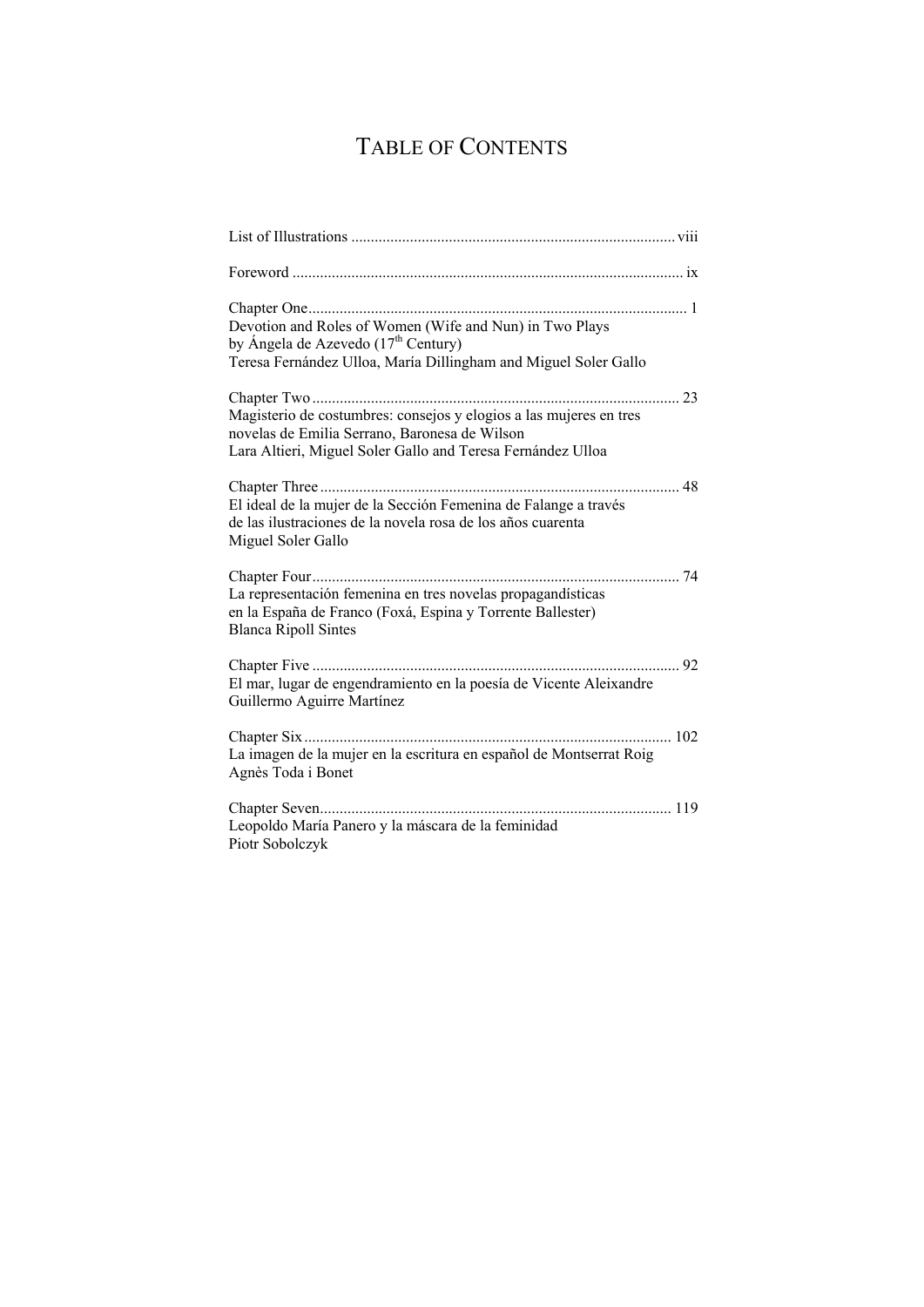# TABLE OF CONTENTS

List of Illustrations .................................................................................. viii

Foreword .................................................................................................... ix

Chapter One ................................................................................................ 1
Devotion and Roles of Women (Wife and Nun) in Two Plays
by Ángela de Azevedo (17th Century)
Teresa Fernández Ulloa, María Dillingham and Miguel Soler Gallo

Chapter Two .............................................................................................. 23
Magisterio de costumbres: consejos y elogios a las mujeres en tres
novelas de Emilia Serrano, Baronesa de Wilson
Lara Altieri, Miguel Soler Gallo and Teresa Fernández Ulloa

Chapter Three ............................................................................................ 48
El ideal de la mujer de la Sección Femenina de Falange a través
de las ilustraciones de la novela rosa de los años cuarenta
Miguel Soler Gallo

Chapter Four .............................................................................................. 74
La representación femenina en tres novelas propagandísticas
en la España de Franco (Foxá, Espina y Torrente Ballester)
Blanca Ripoll Sintes

Chapter Five .............................................................................................. 92
El mar, lugar de engendramiento en la poesía de Vicente Aleixandre
Guillermo Aguirre Martínez

Chapter Six .............................................................................................. 102
La imagen de la mujer en la escritura en español de Montserrat Roig
Agnès Toda i Bonet

Chapter Seven .......................................................................................... 119
Leopoldo María Panero y la máscara de la feminidad
Piotr Sobolczyk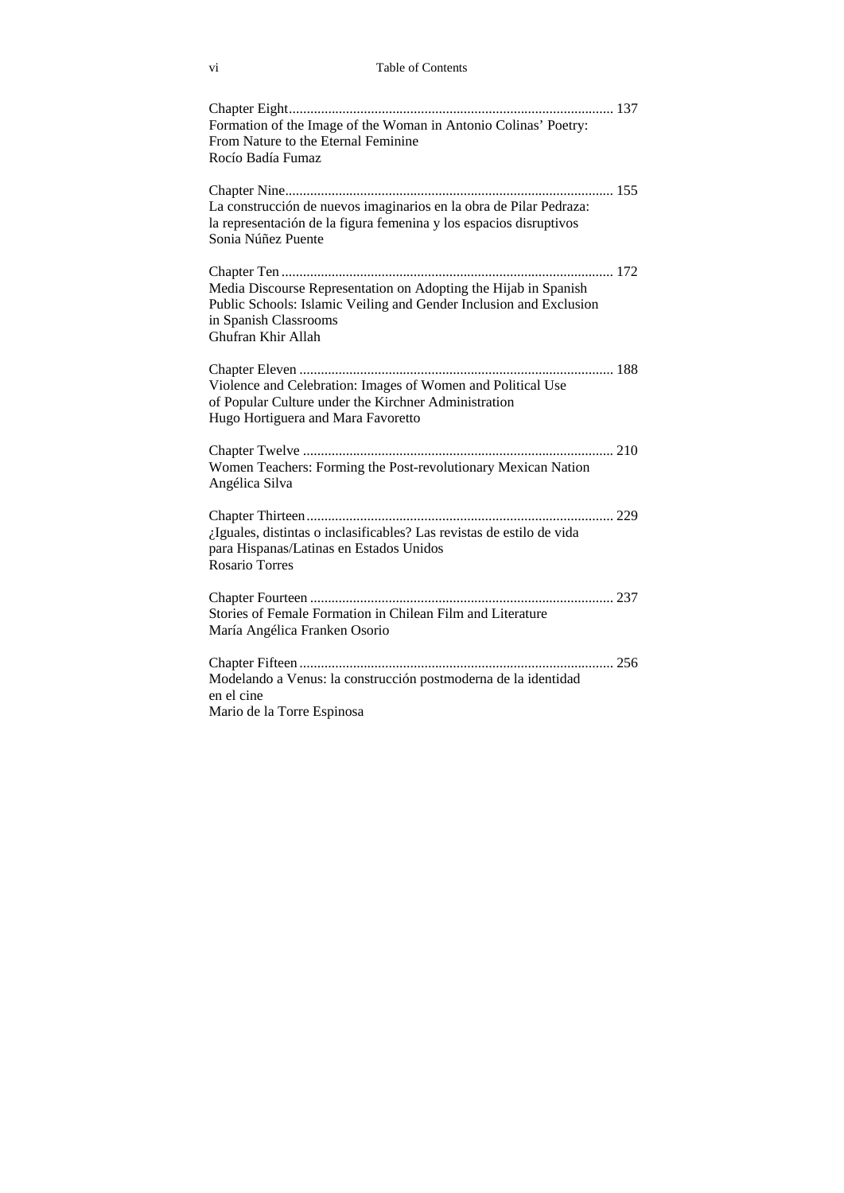Chapter Eight .......................................................................................... 137
Formation of the Image of the Woman in Antonio Colinas' Poetry: From Nature to the Eternal Feminine
Rocío Badía Fumaz

Chapter Nine ........................................................................................... 155
La construcción de nuevos imaginarios en la obra de Pilar Pedraza: la representación de la figura femenina y los espacios disruptivos
Sonia Núñez Puente

Chapter Ten ............................................................................................ 172
Media Discourse Representation on Adopting the Hijab in Spanish Public Schools: Islamic Veiling and Gender Inclusion and Exclusion in Spanish Classrooms
Ghufran Khir Allah

Chapter Eleven ....................................................................................... 188
Violence and Celebration: Images of Women and Political Use of Popular Culture under the Kirchner Administration
Hugo Hortiguera and Mara Favoretto

Chapter Twelve ...................................................................................... 210
Women Teachers: Forming the Post-revolutionary Mexican Nation
Angélica Silva

Chapter Thirteen ..................................................................................... 229
¿Iguales, distintas o inclasificables? Las revistas de estilo de vida para Hispanas/Latinas en Estados Unidos
Rosario Torres

Chapter Fourteen .................................................................................... 237
Stories of Female Formation in Chilean Film and Literature
María Angélica Franken Osorio

Chapter Fifteen ....................................................................................... 256
Modelando a Venus: la construcción postmoderna de la identidad en el cine
Mario de la Torre Espinosa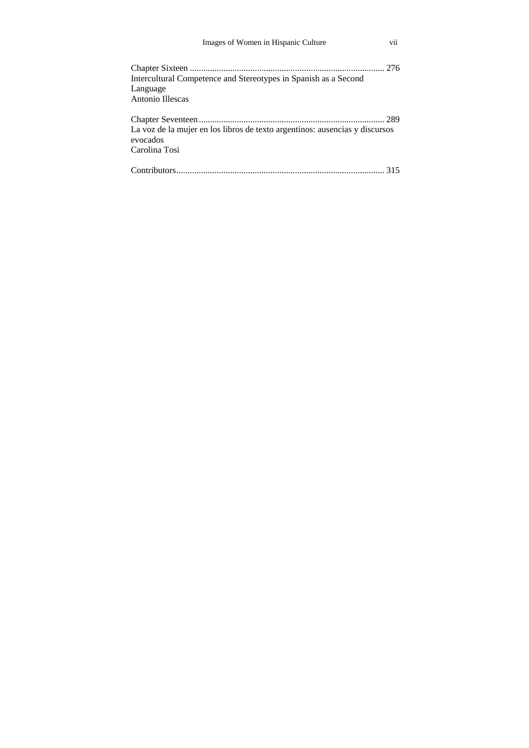Chapter Sixteen ....................................................................................... 276
Intercultural Competence and Stereotypes in Spanish as a Second Language
Antonio Illescas

Chapter Seventeen.................................................................................. 289
La voz de la mujer en los libros de texto argentinos: ausencias y discursos evocados
Carolina Tosi

Contributors............................................................................................ 315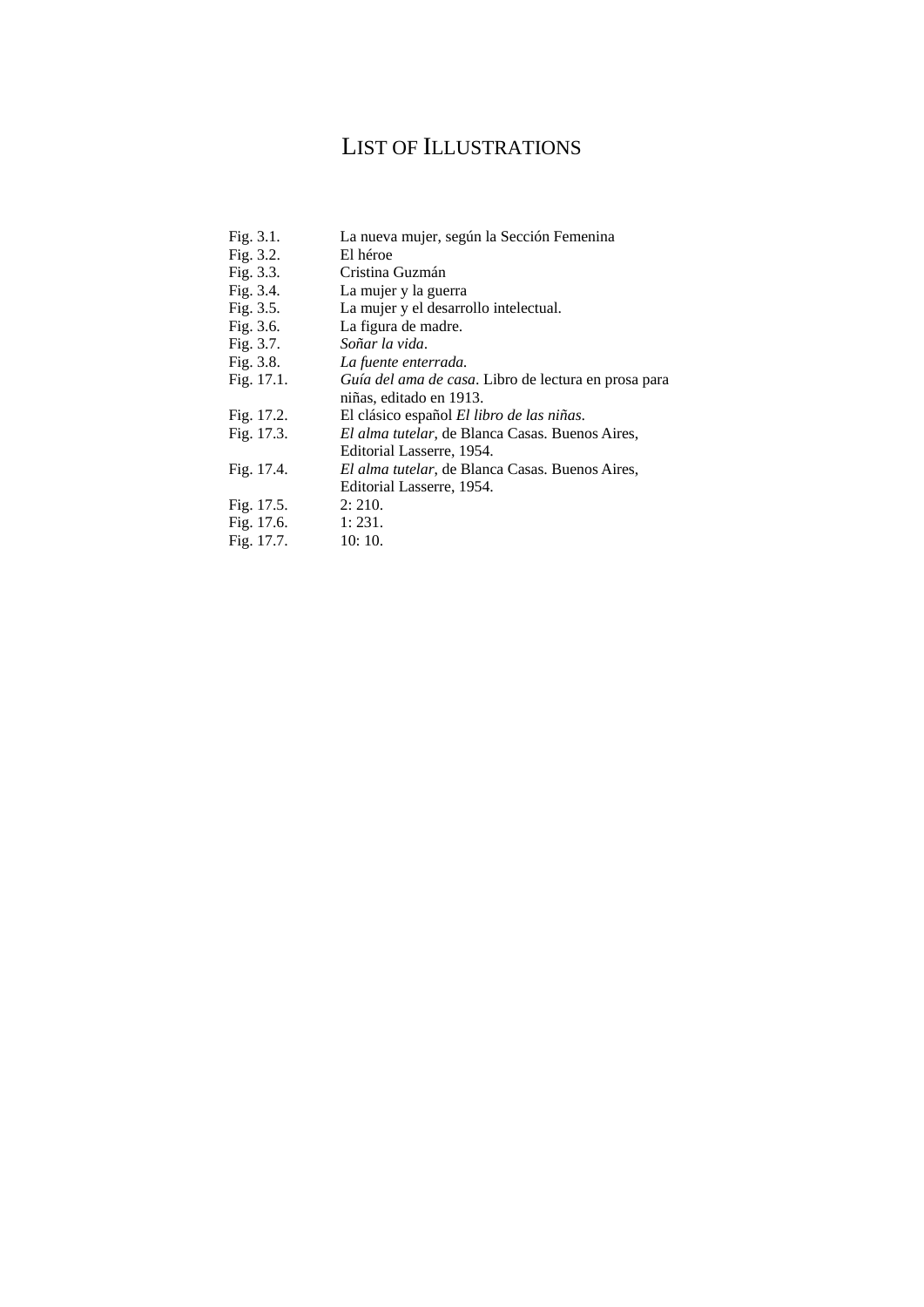# LIST OF ILLUSTRATIONS

Fig. 3.1. La nueva mujer, según la Sección Femenina

Fig. 3.2. El héroe

Fig. 3.3. Cristina Guzmán

Fig. 3.4. La mujer y la guerra

Fig. 3.5. La mujer y el desarrollo intelectual.

Fig. 3.6. La figura de madre.

Fig. 3.7. *Soñar la vida*.

Fig. 3.8. *La fuente enterrada*.

Fig. 17.1. *Guía del ama de casa*. Libro de lectura en prosa para niñas, editado en 1913.

Fig. 17.2. El clásico español *El libro de las niñas*.

Fig. 17.3. *El alma tutelar*, de Blanca Casas. Buenos Aires, Editorial Lasserre, 1954.

Fig. 17.4. *El alma tutelar*, de Blanca Casas. Buenos Aires, Editorial Lasserre, 1954.

Fig. 17.5. 2: 210.

Fig. 17.6. 1: 231.

Fig. 17.7. 10: 10.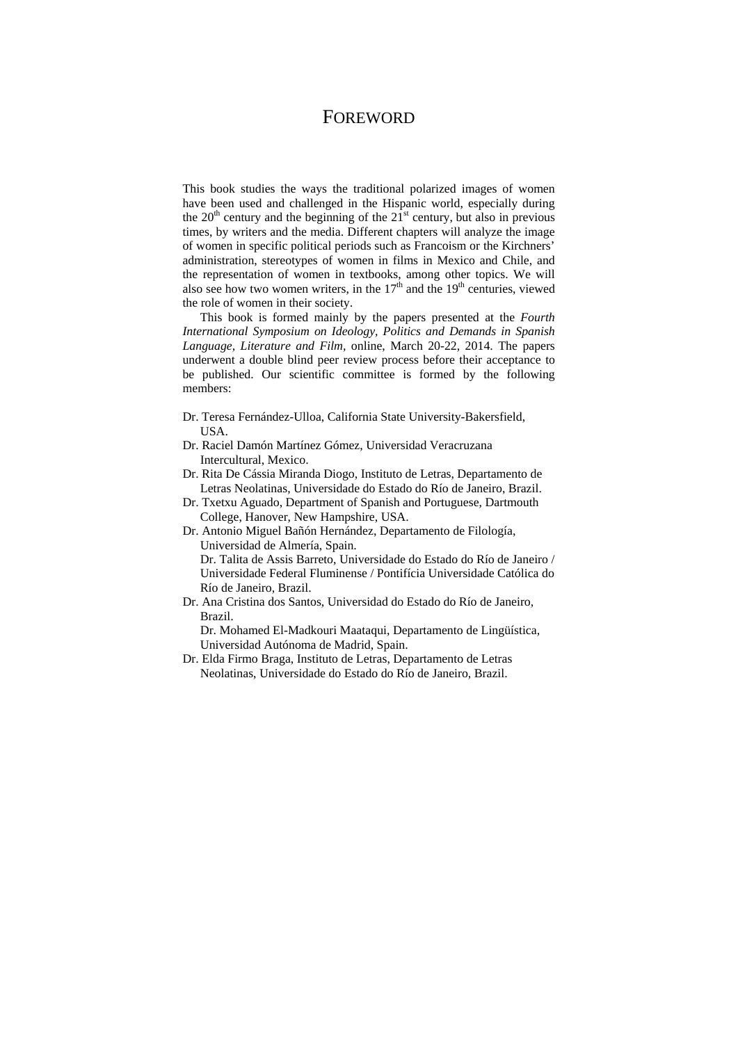# FOREWORD

This book studies the ways the traditional polarized images of women have been used and challenged in the Hispanic world, especially during the 20th century and the beginning of the 21st century, but also in previous times, by writers and the media. Different chapters will analyze the image of women in specific political periods such as Francoism or the Kirchners' administration, stereotypes of women in films in Mexico and Chile, and the representation of women in textbooks, among other topics. We will also see how two women writers, in the 17th and the 19th centuries, viewed the role of women in their society.

This book is formed mainly by the papers presented at the *Fourth International Symposium on Ideology, Politics and Demands in Spanish Language, Literature and Film*, online, March 20-22, 2014. The papers underwent a double blind peer review process before their acceptance to be published. Our scientific committee is formed by the following members:

Dr. Teresa Fernández-Ulloa, California State University-Bakersfield, USA.
Dr. Raciel Damón Martínez Gómez, Universidad Veracruzana Intercultural, Mexico.
Dr. Rita De Cássia Miranda Diogo, Instituto de Letras, Departamento de Letras Neolatinas, Universidade do Estado do Río de Janeiro, Brazil.
Dr. Txetxu Aguado, Department of Spanish and Portuguese, Dartmouth College, Hanover, New Hampshire, USA.
Dr. Antonio Miguel Bañón Hernández, Departamento de Filología, Universidad de Almería, Spain.
Dr. Talita de Assis Barreto, Universidade do Estado do Río de Janeiro / Universidade Federal Fluminense / Pontifícia Universidade Católica do Río de Janeiro, Brazil.
Dr. Ana Cristina dos Santos, Universidad do Estado do Río de Janeiro, Brazil.
Dr. Mohamed El-Madkouri Maataqui, Departamento de Lingüística, Universidad Autónoma de Madrid, Spain.
Dr. Elda Firmo Braga, Instituto de Letras, Departamento de Letras Neolatinas, Universidade do Estado do Río de Janeiro, Brazil.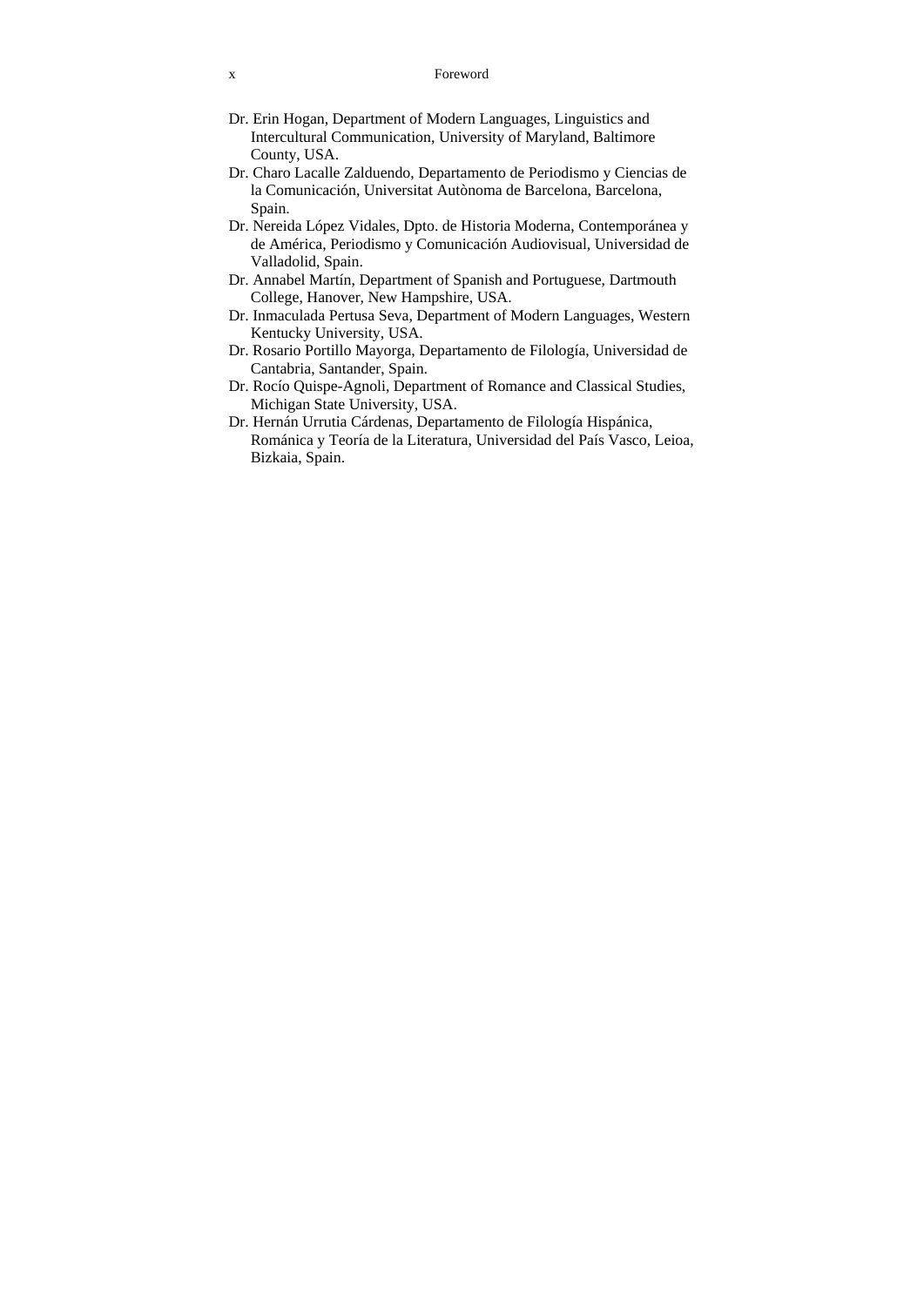Dr. Erin Hogan, Department of Modern Languages, Linguistics and Intercultural Communication, University of Maryland, Baltimore County, USA.

Dr. Charo Lacalle Zalduendo, Departamento de Periodismo y Ciencias de la Comunicación, Universitat Autònoma de Barcelona, Barcelona, Spain.

Dr. Nereida López Vidales, Dpto. de Historia Moderna, Contemporánea y de América, Periodismo y Comunicación Audiovisual, Universidad de Valladolid, Spain.

Dr. Annabel Martín, Department of Spanish and Portuguese, Dartmouth College, Hanover, New Hampshire, USA.

Dr. Inmaculada Pertusa Seva, Department of Modern Languages, Western Kentucky University, USA.

Dr. Rosario Portillo Mayorga, Departamento de Filología, Universidad de Cantabria, Santander, Spain.

Dr. Rocío Quispe-Agnoli, Department of Romance and Classical Studies, Michigan State University, USA.

Dr. Hernán Urrutia Cárdenas, Departamento de Filología Hispánica, Románica y Teoría de la Literatura, Universidad del País Vasco, Leioa, Bizkaia, Spain.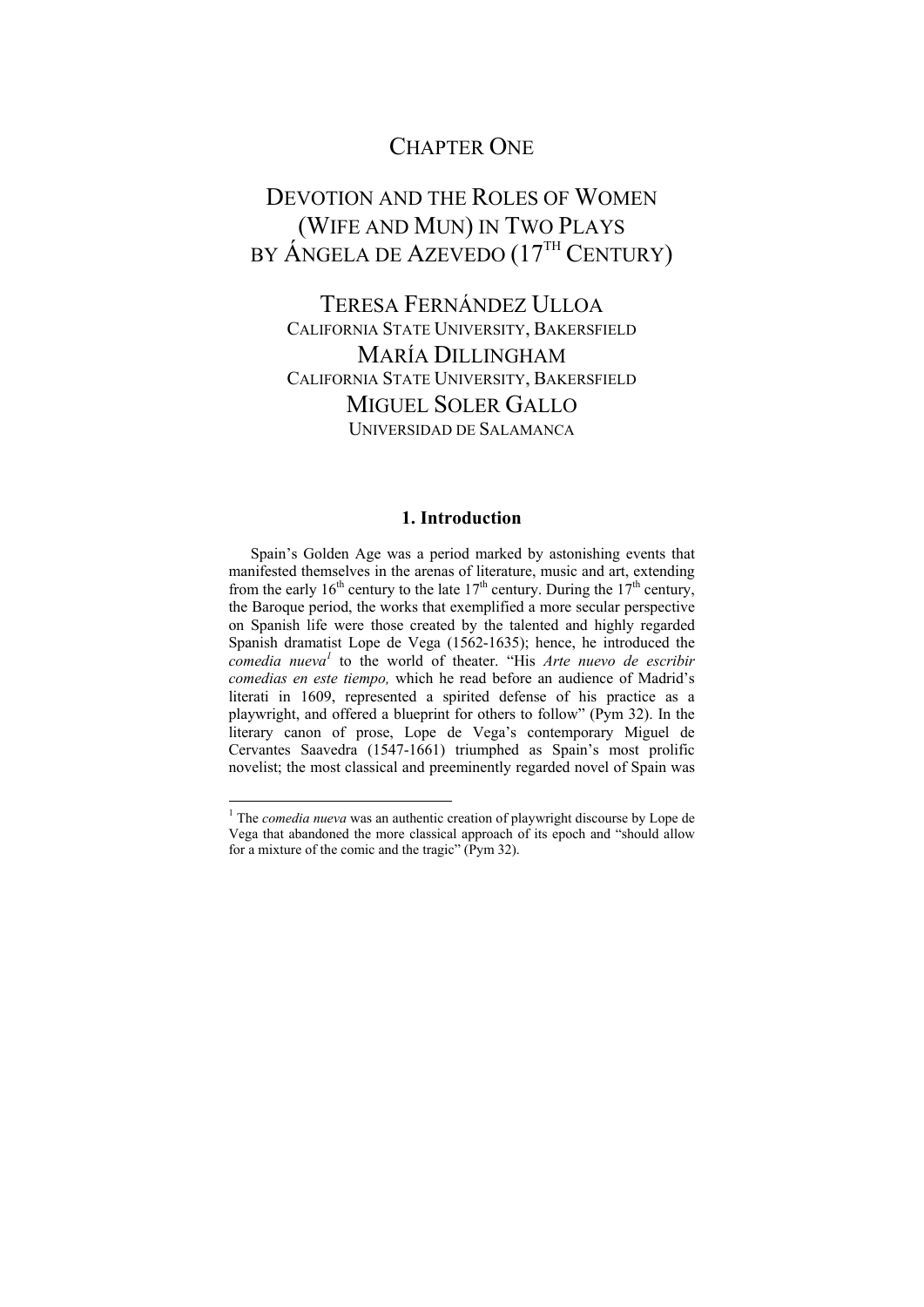# CHAPTER ONE

# DEVOTION AND THE ROLES OF WOMEN (WIFE AND MUN) IN TWO PLAYS BY ÁNGELA DE AZEVEDO (17TH CENTURY)

TERESA FERNÁNDEZ ULLOA
CALIFORNIA STATE UNIVERSITY, BAKERSFIELD

MARÍA DILLINGHAM
CALIFORNIA STATE UNIVERSITY, BAKERSFIELD

MIGUEL SOLER GALLO
UNIVERSIDAD DE SALAMANCA

## 1. Introduction

Spain's Golden Age was a period marked by astonishing events that manifested themselves in the arenas of literature, music and art, extending from the early 16th century to the late 17th century. During the 17th century, the Baroque period, the works that exemplified a more secular perspective on Spanish life were those created by the talented and highly regarded Spanish dramatist Lope de Vega (1562-1635); hence, he introduced the *comedia nueva*[1] to the world of theater. "His *Arte nuevo de escribir comedias en este tiempo,* which he read before an audience of Madrid's literati in 1609, represented a spirited defense of his practice as a playwright, and offered a blueprint for others to follow" (Pym 32). In the literary canon of prose, Lope de Vega's contemporary Miguel de Cervantes Saavedra (1547-1661) triumphed as Spain's most prolific novelist; the most classical and preeminently regarded novel of Spain was

---

[1] The *comedia nueva* was an authentic creation of playwright discourse by Lope de Vega that abandoned the more classical approach of its epoch and "should allow for a mixture of the comic and the tragic" (Pym 32).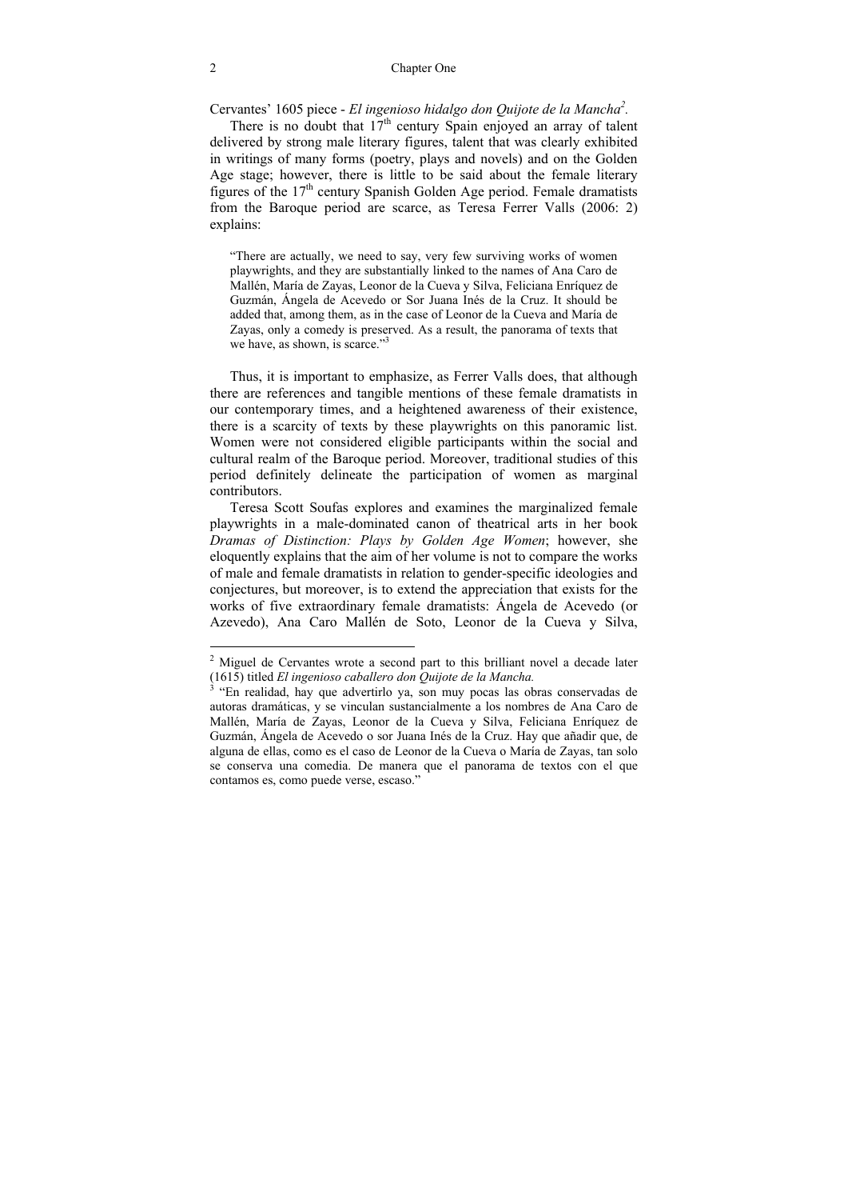Cervantes' 1605 piece - *El ingenioso hidalgo don Quijote de la Mancha*[2].

There is no doubt that 17th century Spain enjoyed an array of talent delivered by strong male literary figures, talent that was clearly exhibited in writings of many forms (poetry, plays and novels) and on the Golden Age stage; however, there is little to be said about the female literary figures of the 17th century Spanish Golden Age period. Female dramatists from the Baroque period are scarce, as Teresa Ferrer Valls (2006: 2) explains:

> "There are actually, we need to say, very few surviving works of women playwrights, and they are substantially linked to the names of Ana Caro de Mallén, María de Zayas, Leonor de la Cueva y Silva, Feliciana Enríquez de Guzmán, Ángela de Acevedo or Sor Juana Inés de la Cruz. It should be added that, among them, as in the case of Leonor de la Cueva and María de Zayas, only a comedy is preserved. As a result, the panorama of texts that we have, as shown, is scarce."[3]

Thus, it is important to emphasize, as Ferrer Valls does, that although there are references and tangible mentions of these female dramatists in our contemporary times, and a heightened awareness of their existence, there is a scarcity of texts by these playwrights on this panoramic list. Women were not considered eligible participants within the social and cultural realm of the Baroque period. Moreover, traditional studies of this period definitely delineate the participation of women as marginal contributors.

Teresa Scott Soufas explores and examines the marginalized female playwrights in a male-dominated canon of theatrical arts in her book *Dramas of Distinction: Plays by Golden Age Women*; however, she eloquently explains that the aim of her volume is not to compare the works of male and female dramatists in relation to gender-specific ideologies and conjectures, but moreover, is to extend the appreciation that exists for the works of five extraordinary female dramatists: Ángela de Acevedo (or Azevedo), Ana Caro Mallén de Soto, Leonor de la Cueva y Silva,

---

[2] Miguel de Cervantes wrote a second part to this brilliant novel a decade later (1615) titled *El ingenioso caballero don Quijote de la Mancha.*

[3] "En realidad, hay que advertirlo ya, son muy pocas las obras conservadas de autoras dramáticas, y se vinculan sustancialmente a los nombres de Ana Caro de Mallén, María de Zayas, Leonor de la Cueva y Silva, Feliciana Enríquez de Guzmán, Ángela de Acevedo o sor Juana Inés de la Cruz. Hay que añadir que, de alguna de ellas, como es el caso de Leonor de la Cueva o María de Zayas, tan solo se conserva una comedia. De manera que el panorama de textos con el que contamos es, como puede verse, escaso."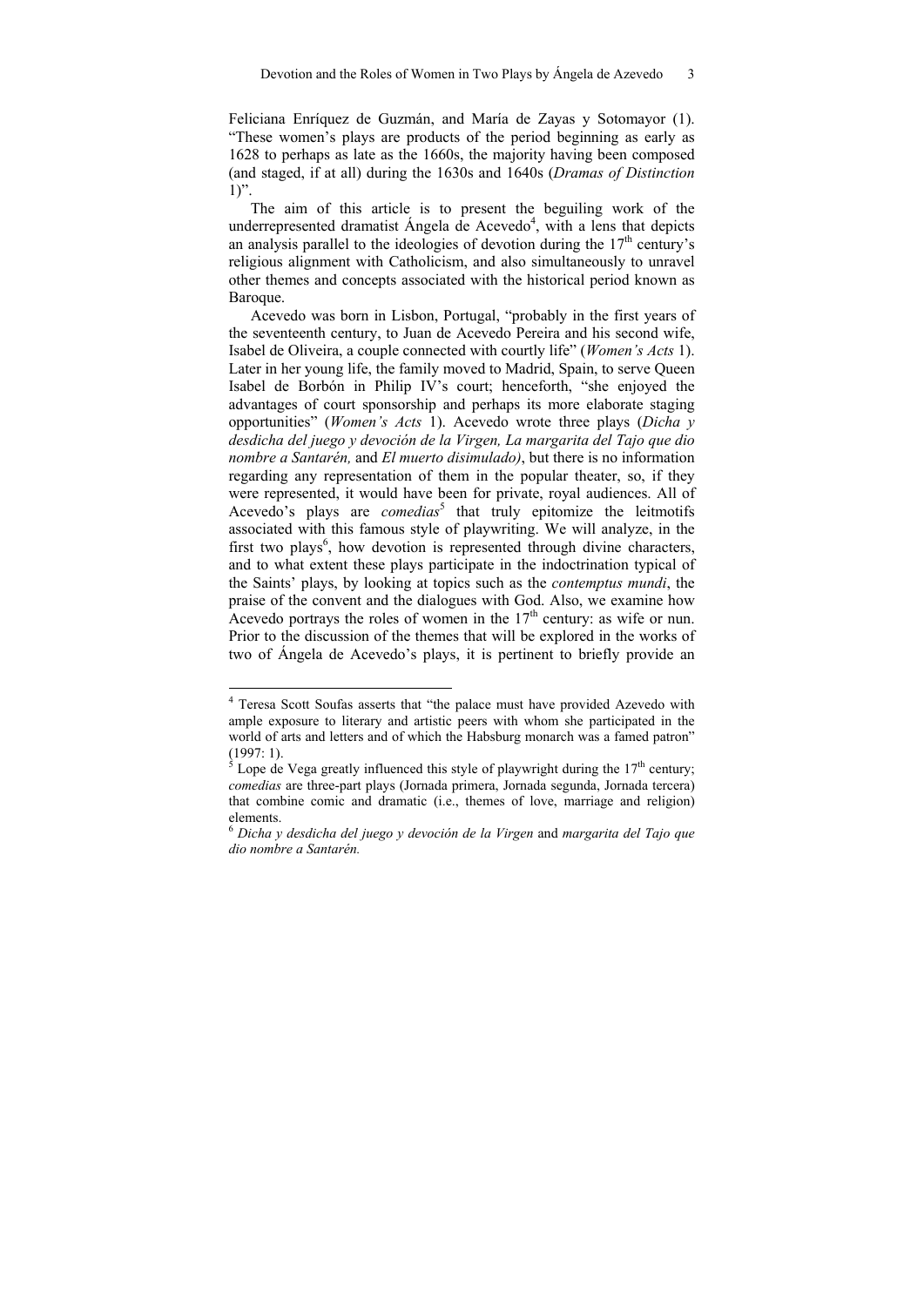Feliciana Enríquez de Guzmán, and María de Zayas y Sotomayor (1). "These women's plays are products of the period beginning as early as 1628 to perhaps as late as the 1660s, the majority having been composed (and staged, if at all) during the 1630s and 1640s (*Dramas of Distinction* 1)".

The aim of this article is to present the beguiling work of the underrepresented dramatist Ángela de Acevedo[4], with a lens that depicts an analysis parallel to the ideologies of devotion during the 17$^{th}$ century's religious alignment with Catholicism, and also simultaneously to unravel other themes and concepts associated with the historical period known as Baroque.

Acevedo was born in Lisbon, Portugal, "probably in the first years of the seventeenth century, to Juan de Acevedo Pereira and his second wife, Isabel de Oliveira, a couple connected with courtly life" (*Women's Acts* 1). Later in her young life, the family moved to Madrid, Spain, to serve Queen Isabel de Borbón in Philip IV's court; henceforth, "she enjoyed the advantages of court sponsorship and perhaps its more elaborate staging opportunities" (*Women's Acts* 1). Acevedo wrote three plays (*Dicha y desdicha del juego y devoción de la Virgen, La margarita del Tajo que dio nombre a Santarén,* and *El muerto disimulado)*, but there is no information regarding any representation of them in the popular theater, so, if they were represented, it would have been for private, royal audiences. All of Acevedo's plays are *comedias*[5] that truly epitomize the leitmotifs associated with this famous style of playwriting. We will analyze, in the first two plays[6], how devotion is represented through divine characters, and to what extent these plays participate in the indoctrination typical of the Saints' plays, by looking at topics such as the *contemptus mundi*, the praise of the convent and the dialogues with God. Also, we examine how Acevedo portrays the roles of women in the 17$^{th}$ century: as wife or nun. Prior to the discussion of the themes that will be explored in the works of two of Ángela de Acevedo's plays, it is pertinent to briefly provide an

---

[4] Teresa Scott Soufas asserts that "the palace must have provided Azevedo with ample exposure to literary and artistic peers with whom she participated in the world of arts and letters and of which the Habsburg monarch was a famed patron" (1997: 1).

[5] Lope de Vega greatly influenced this style of playwright during the 17$^{th}$ century; *comedias* are three-part plays (Jornada primera, Jornada segunda, Jornada tercera) that combine comic and dramatic (i.e., themes of love, marriage and religion) elements.

[6] *Dicha y desdicha del juego y devoción de la Virgen* and *margarita del Tajo que dio nombre a Santarén.*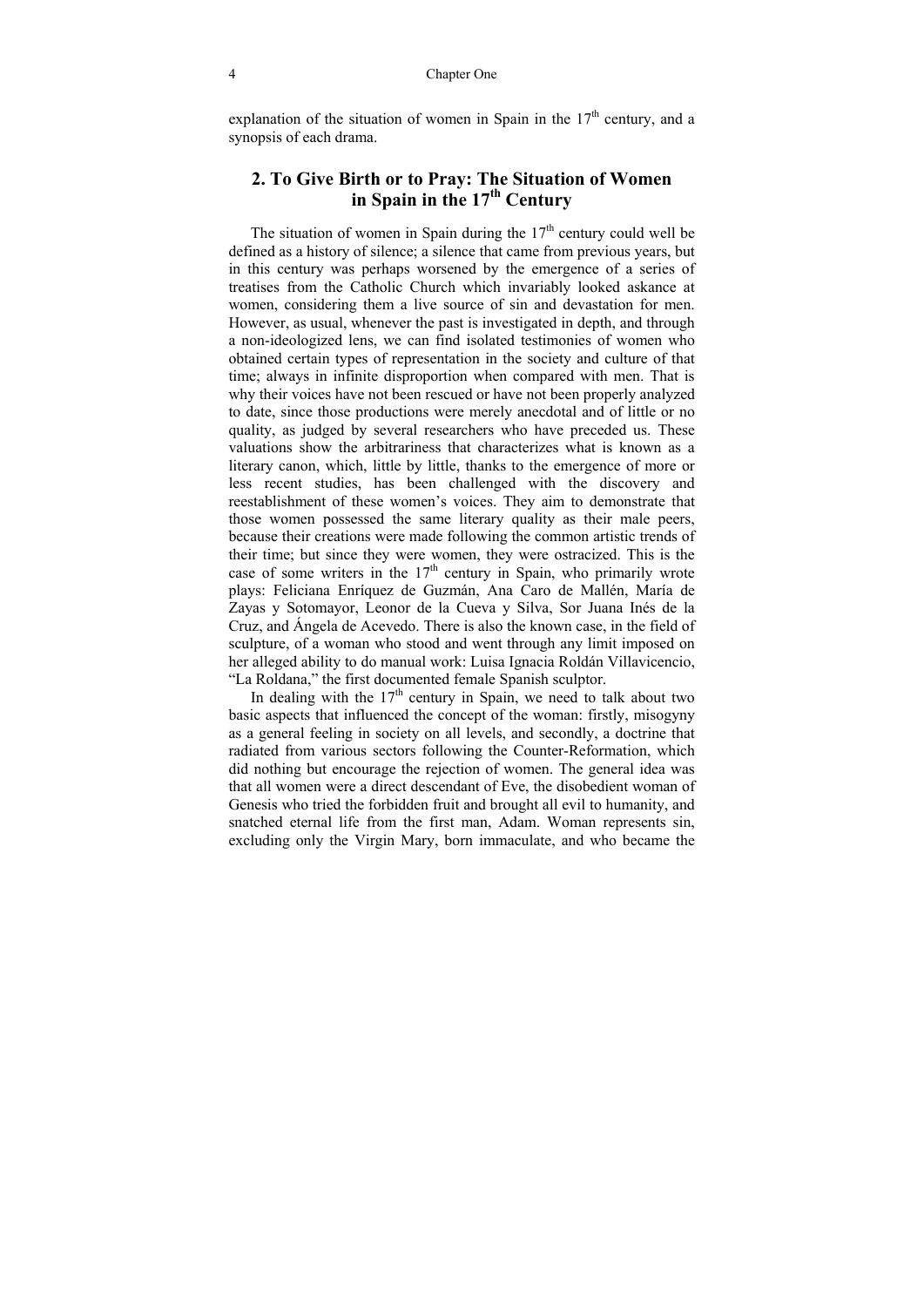explanation of the situation of women in Spain in the 17th century, and a synopsis of each drama.

## 2. To Give Birth or to Pray: The Situation of Women in Spain in the 17th Century

The situation of women in Spain during the 17th century could well be defined as a history of silence; a silence that came from previous years, but in this century was perhaps worsened by the emergence of a series of treatises from the Catholic Church which invariably looked askance at women, considering them a live source of sin and devastation for men. However, as usual, whenever the past is investigated in depth, and through a non-ideologized lens, we can find isolated testimonies of women who obtained certain types of representation in the society and culture of that time; always in infinite disproportion when compared with men. That is why their voices have not been rescued or have not been properly analyzed to date, since those productions were merely anecdotal and of little or no quality, as judged by several researchers who have preceded us. These valuations show the arbitrariness that characterizes what is known as a literary canon, which, little by little, thanks to the emergence of more or less recent studies, has been challenged with the discovery and reestablishment of these women's voices. They aim to demonstrate that those women possessed the same literary quality as their male peers, because their creations were made following the common artistic trends of their time; but since they were women, they were ostracized. This is the case of some writers in the 17th century in Spain, who primarily wrote plays: Feliciana Enríquez de Guzmán, Ana Caro de Mallén, María de Zayas y Sotomayor, Leonor de la Cueva y Silva, Sor Juana Inés de la Cruz, and Ángela de Acevedo. There is also the known case, in the field of sculpture, of a woman who stood and went through any limit imposed on her alleged ability to do manual work: Luisa Ignacia Roldán Villavicencio, "La Roldana," the first documented female Spanish sculptor.

In dealing with the 17th century in Spain, we need to talk about two basic aspects that influenced the concept of the woman: firstly, misogyny as a general feeling in society on all levels, and secondly, a doctrine that radiated from various sectors following the Counter-Reformation, which did nothing but encourage the rejection of women. The general idea was that all women were a direct descendant of Eve, the disobedient woman of Genesis who tried the forbidden fruit and brought all evil to humanity, and snatched eternal life from the first man, Adam. Woman represents sin, excluding only the Virgin Mary, born immaculate, and who became the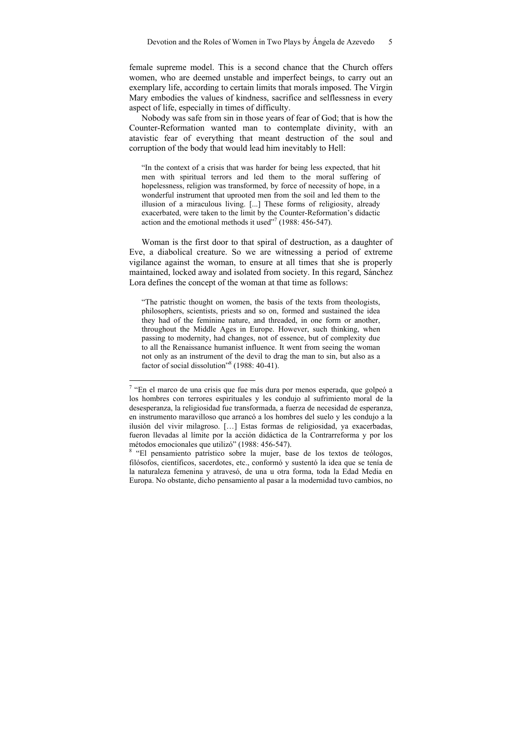female supreme model. This is a second chance that the Church offers women, who are deemed unstable and imperfect beings, to carry out an exemplary life, according to certain limits that morals imposed. The Virgin Mary embodies the values of kindness, sacrifice and selflessness in every aspect of life, especially in times of difficulty.

Nobody was safe from sin in those years of fear of God; that is how the Counter-Reformation wanted man to contemplate divinity, with an atavistic fear of everything that meant destruction of the soul and corruption of the body that would lead him inevitably to Hell:

> "In the context of a crisis that was harder for being less expected, that hit men with spiritual terrors and led them to the moral suffering of hopelessness, religion was transformed, by force of necessity of hope, in a wonderful instrument that uprooted men from the soil and led them to the illusion of a miraculous living. [...] These forms of religiosity, already exacerbated, were taken to the limit by the Counter-Reformation's didactic action and the emotional methods it used"[7] (1988: 456-547).

Woman is the first door to that spiral of destruction, as a daughter of Eve, a diabolical creature. So we are witnessing a period of extreme vigilance against the woman, to ensure at all times that she is properly maintained, locked away and isolated from society. In this regard, Sánchez Lora defines the concept of the woman at that time as follows:

> "The patristic thought on women, the basis of the texts from theologists, philosophers, scientists, priests and so on, formed and sustained the idea they had of the feminine nature, and threaded, in one form or another, throughout the Middle Ages in Europe. However, such thinking, when passing to modernity, had changes, not of essence, but of complexity due to all the Renaissance humanist influence. It went from seeing the woman not only as an instrument of the devil to drag the man to sin, but also as a factor of social dissolution"[8] (1988: 40-41).

---

[7] "En el marco de una crisis que fue más dura por menos esperada, que golpeó a los hombres con terrores espirituales y les condujo al sufrimiento moral de la desesperanza, la religiosidad fue transformada, a fuerza de necesidad de esperanza, en instrumento maravilloso que arrancó a los hombres del suelo y les condujo a la ilusión del vivir milagroso. […] Estas formas de religiosidad, ya exacerbadas, fueron llevadas al límite por la acción didáctica de la Contrarreforma y por los métodos emocionales que utilizó" (1988: 456-547).

[8] "El pensamiento patrístico sobre la mujer, base de los textos de teólogos, filósofos, científicos, sacerdotes, etc., conformó y sustentó la idea que se tenía de la naturaleza femenina y atravesó, de una u otra forma, toda la Edad Media en Europa. No obstante, dicho pensamiento al pasar a la modernidad tuvo cambios, no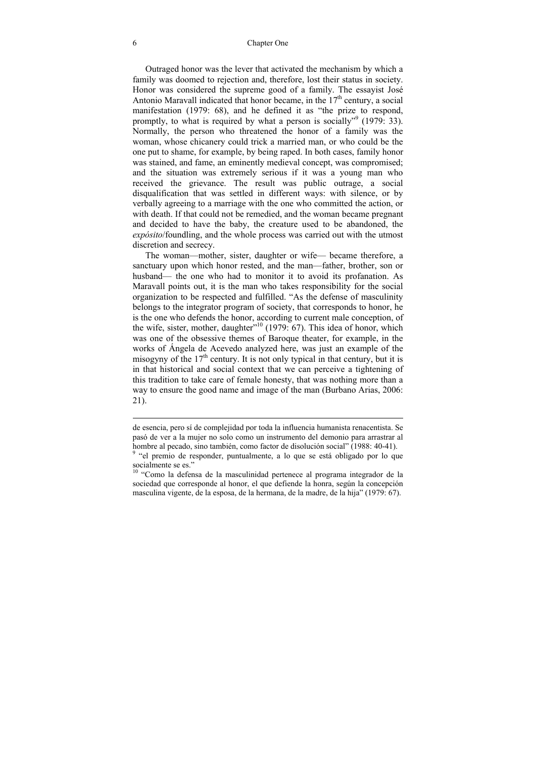Outraged honor was the lever that activated the mechanism by which a family was doomed to rejection and, therefore, lost their status in society. Honor was considered the supreme good of a family. The essayist José Antonio Maravall indicated that honor became, in the 17th century, a social manifestation (1979: 68), and he defined it as "the prize to respond, promptly, to what is required by what a person is socially"[9] (1979: 33). Normally, the person who threatened the honor of a family was the woman, whose chicanery could trick a married man, or who could be the one put to shame, for example, by being raped. In both cases, family honor was stained, and fame, an eminently medieval concept, was compromised; and the situation was extremely serious if it was a young man who received the grievance. The result was public outrage, a social disqualification that was settled in different ways: with silence, or by verbally agreeing to a marriage with the one who committed the action, or with death. If that could not be remedied, and the woman became pregnant and decided to have the baby, the creature used to be abandoned, the *expósito*/foundling, and the whole process was carried out with the utmost discretion and secrecy.

The woman—mother, sister, daughter or wife— became therefore, a sanctuary upon which honor rested, and the man—father, brother, son or husband— the one who had to monitor it to avoid its profanation. As Maravall points out, it is the man who takes responsibility for the social organization to be respected and fulfilled. "As the defense of masculinity belongs to the integrator program of society, that corresponds to honor, he is the one who defends the honor, according to current male conception, of the wife, sister, mother, daughter"[10] (1979: 67). This idea of honor, which was one of the obsessive themes of Baroque theater, for example, in the works of Ángela de Acevedo analyzed here, was just an example of the misogyny of the 17th century. It is not only typical in that century, but it is in that historical and social context that we can perceive a tightening of this tradition to take care of female honesty, that was nothing more than a way to ensure the good name and image of the man (Burbano Arias, 2006: 21).

---

de esencia, pero sí de complejidad por toda la influencia humanista renacentista. Se pasó de ver a la mujer no solo como un instrumento del demonio para arrastrar al hombre al pecado, sino también, como factor de disolución social" (1988: 40-41).

[9] "el premio de responder, puntualmente, a lo que se está obligado por lo que socialmente se es."

[10] "Como la defensa de la masculinidad pertenece al programa integrador de la sociedad que corresponde al honor, el que defiende la honra, según la concepción masculina vigente, de la esposa, de la hermana, de la madre, de la hija" (1979: 67).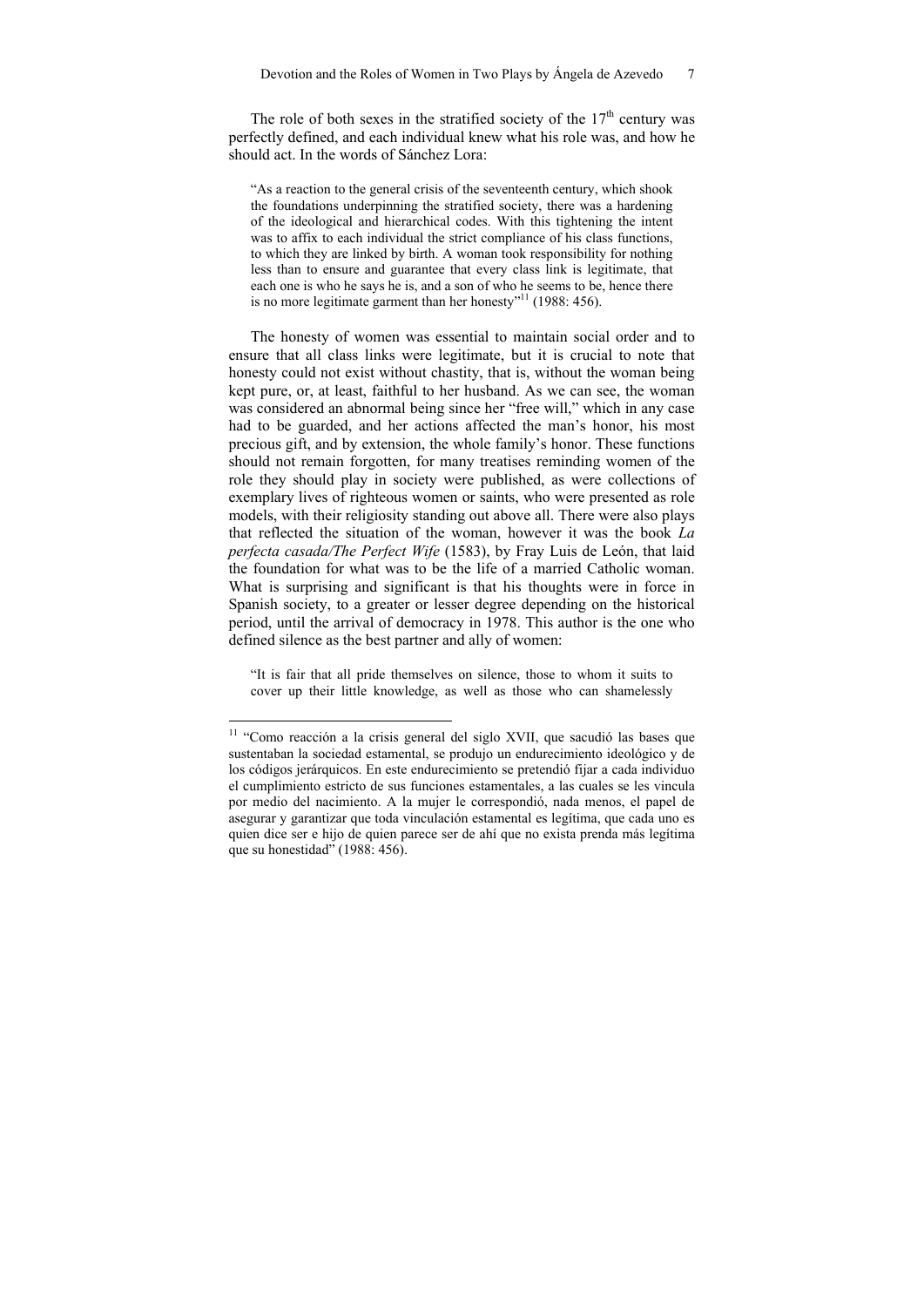The role of both sexes in the stratified society of the 17th century was perfectly defined, and each individual knew what his role was, and how he should act. In the words of Sánchez Lora:

> "As a reaction to the general crisis of the seventeenth century, which shook the foundations underpinning the stratified society, there was a hardening of the ideological and hierarchical codes. With this tightening the intent was to affix to each individual the strict compliance of his class functions, to which they are linked by birth. A woman took responsibility for nothing less than to ensure and guarantee that every class link is legitimate, that each one is who he says he is, and a son of who he seems to be, hence there is no more legitimate garment than her honesty"[11] (1988: 456).

The honesty of women was essential to maintain social order and to ensure that all class links were legitimate, but it is crucial to note that honesty could not exist without chastity, that is, without the woman being kept pure, or, at least, faithful to her husband. As we can see, the woman was considered an abnormal being since her "free will," which in any case had to be guarded, and her actions affected the man's honor, his most precious gift, and by extension, the whole family's honor. These functions should not remain forgotten, for many treatises reminding women of the role they should play in society were published, as were collections of exemplary lives of righteous women or saints, who were presented as role models, with their religiosity standing out above all. There were also plays that reflected the situation of the woman, however it was the book *La perfecta casada/The Perfect Wife* (1583), by Fray Luis de León, that laid the foundation for what was to be the life of a married Catholic woman. What is surprising and significant is that his thoughts were in force in Spanish society, to a greater or lesser degree depending on the historical period, until the arrival of democracy in 1978. This author is the one who defined silence as the best partner and ally of women:

> "It is fair that all pride themselves on silence, those to whom it suits to cover up their little knowledge, as well as those who can shamelessly

---

[11] "Como reacción a la crisis general del siglo XVII, que sacudió las bases que sustentaban la sociedad estamental, se produjo un endurecimiento ideológico y de los códigos jerárquicos. En este endurecimiento se pretendió fijar a cada individuo el cumplimiento estricto de sus funciones estamentales, a las cuales se les vincula por medio del nacimiento. A la mujer le correspondió, nada menos, el papel de asegurar y garantizar que toda vinculación estamental es legítima, que cada uno es quien dice ser e hijo de quien parece ser de ahí que no exista prenda más legítima que su honestidad" (1988: 456).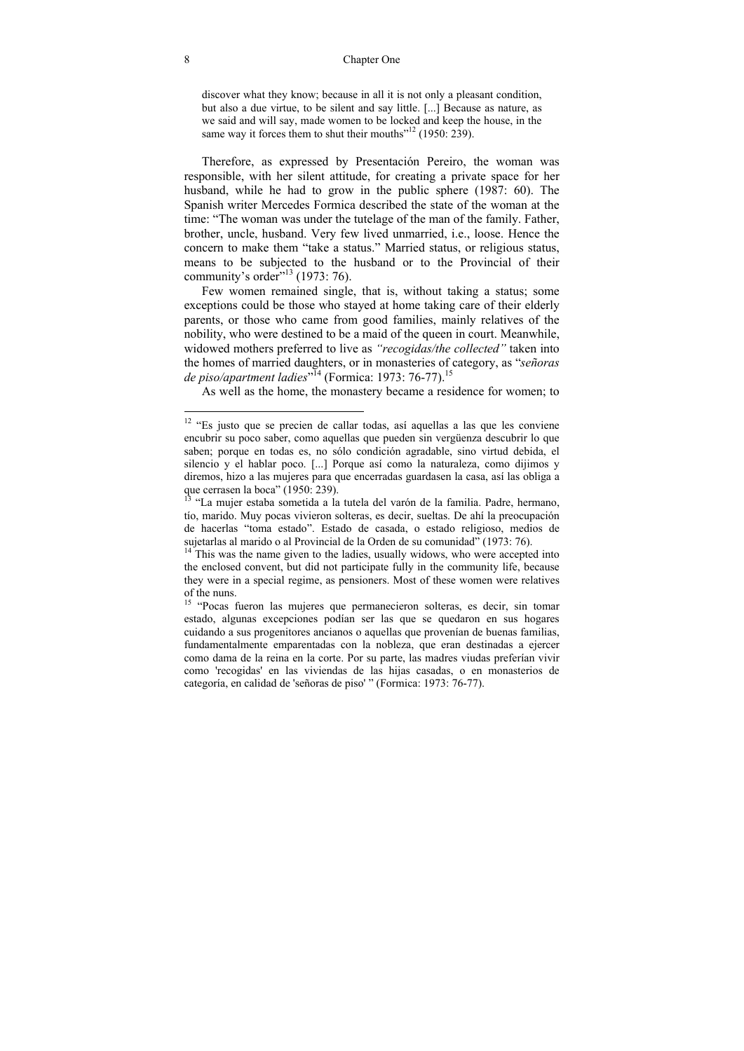discover what they know; because in all it is not only a pleasant condition, but also a due virtue, to be silent and say little. [...] Because as nature, as we said and will say, made women to be locked and keep the house, in the same way it forces them to shut their mouths"[12] (1950: 239).

Therefore, as expressed by Presentación Pereiro, the woman was responsible, with her silent attitude, for creating a private space for her husband, while he had to grow in the public sphere (1987: 60). The Spanish writer Mercedes Formica described the state of the woman at the time: "The woman was under the tutelage of the man of the family. Father, brother, uncle, husband. Very few lived unmarried, i.e., loose. Hence the concern to make them "take a status." Married status, or religious status, means to be subjected to the husband or to the Provincial of their community's order"[13] (1973: 76).

Few women remained single, that is, without taking a status; some exceptions could be those who stayed at home taking care of their elderly parents, or those who came from good families, mainly relatives of the nobility, who were destined to be a maid of the queen in court. Meanwhile, widowed mothers preferred to live as *"recogidas/the collected"* taken into the homes of married daughters, or in monasteries of category, as "*señoras de piso/apartment ladies*"[14] (Formica: 1973: 76-77).[15]

As well as the home, the monastery became a residence for women; to

---

[12] "Es justo que se precien de callar todas, así aquellas a las que les conviene encubrir su poco saber, como aquellas que pueden sin vergüenza descubrir lo que saben; porque en todas es, no sólo condición agradable, sino virtud debida, el silencio y el hablar poco. [...] Porque así como la naturaleza, como dijimos y diremos, hizo a las mujeres para que encerradas guardasen la casa, así las obliga a que cerrasen la boca" (1950: 239).

[13] "La mujer estaba sometida a la tutela del varón de la familia. Padre, hermano, tío, marido. Muy pocas vivieron solteras, es decir, sueltas. De ahí la preocupación de hacerlas "toma estado". Estado de casada, o estado religioso, medios de sujetarlas al marido o al Provincial de la Orden de su comunidad" (1973: 76).

[14] This was the name given to the ladies, usually widows, who were accepted into the enclosed convent, but did not participate fully in the community life, because they were in a special regime, as pensioners. Most of these women were relatives of the nuns.

[15] "Pocas fueron las mujeres que permanecieron solteras, es decir, sin tomar estado, algunas excepciones podían ser las que se quedaron en sus hogares cuidando a sus progenitores ancianos o aquellas que provenían de buenas familias, fundamentalmente emparentadas con la nobleza, que eran destinadas a ejercer como dama de la reina en la corte. Por su parte, las madres viudas preferían vivir como 'recogidas' en las viviendas de las hijas casadas, o en monasterios de categoría, en calidad de 'señoras de piso' " (Formica: 1973: 76-77).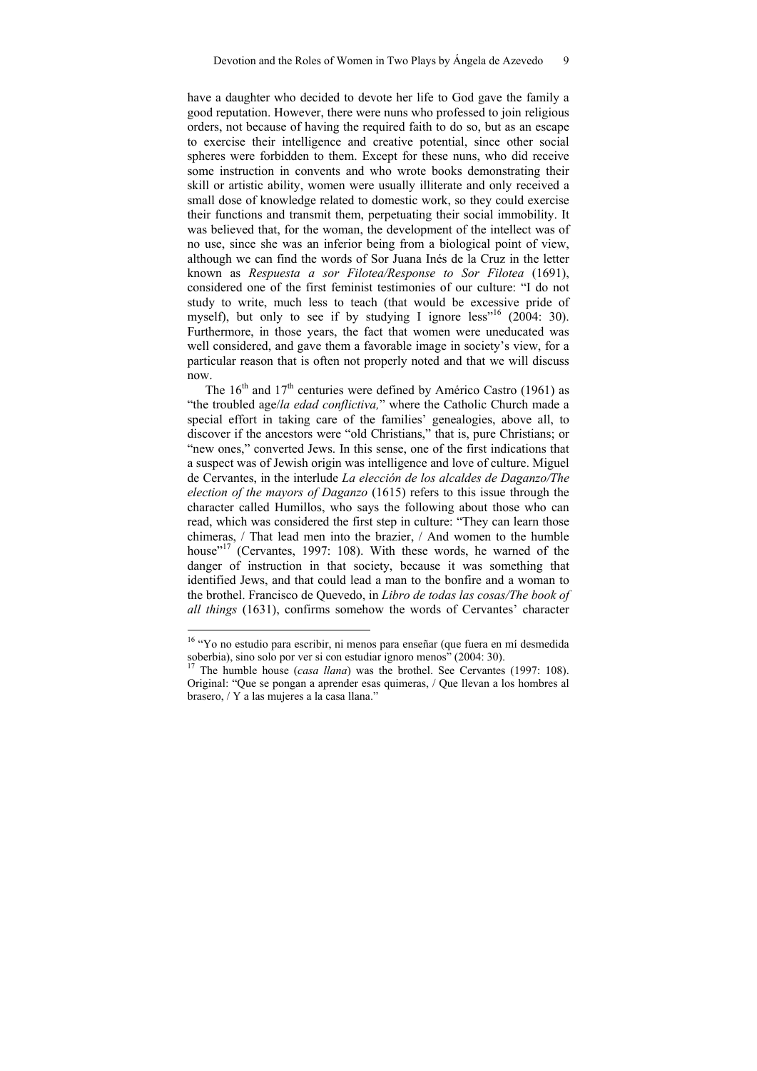have a daughter who decided to devote her life to God gave the family a good reputation. However, there were nuns who professed to join religious orders, not because of having the required faith to do so, but as an escape to exercise their intelligence and creative potential, since other social spheres were forbidden to them. Except for these nuns, who did receive some instruction in convents and who wrote books demonstrating their skill or artistic ability, women were usually illiterate and only received a small dose of knowledge related to domestic work, so they could exercise their functions and transmit them, perpetuating their social immobility. It was believed that, for the woman, the development of the intellect was of no use, since she was an inferior being from a biological point of view, although we can find the words of Sor Juana Inés de la Cruz in the letter known as *Respuesta a sor Filotea/Response to Sor Filotea* (1691), considered one of the first feminist testimonies of our culture: "I do not study to write, much less to teach (that would be excessive pride of myself), but only to see if by studying I ignore less"[16] (2004: 30). Furthermore, in those years, the fact that women were uneducated was well considered, and gave them a favorable image in society's view, for a particular reason that is often not properly noted and that we will discuss now.

The 16th and 17th centuries were defined by Américo Castro (1961) as "the troubled age/*la edad conflictiva,*" where the Catholic Church made a special effort in taking care of the families' genealogies, above all, to discover if the ancestors were "old Christians," that is, pure Christians; or "new ones," converted Jews. In this sense, one of the first indications that a suspect was of Jewish origin was intelligence and love of culture. Miguel de Cervantes, in the interlude *La elección de los alcaldes de Daganzo/The election of the mayors of Daganzo* (1615) refers to this issue through the character called Humillos, who says the following about those who can read, which was considered the first step in culture: "They can learn those chimeras, / That lead men into the brazier, / And women to the humble house"[17] (Cervantes, 1997: 108). With these words, he warned of the danger of instruction in that society, because it was something that identified Jews, and that could lead a man to the bonfire and a woman to the brothel. Francisco de Quevedo, in *Libro de todas las cosas/The book of all things* (1631), confirms somehow the words of Cervantes' character

---

[16] "Yo no estudio para escribir, ni menos para enseñar (que fuera en mí desmedida soberbia), sino solo por ver si con estudiar ignoro menos" (2004: 30).

[17] The humble house (*casa llana*) was the brothel. See Cervantes (1997: 108). Original: "Que se pongan a aprender esas quimeras, / Que llevan a los hombres al brasero, / Y a las mujeres a la casa llana."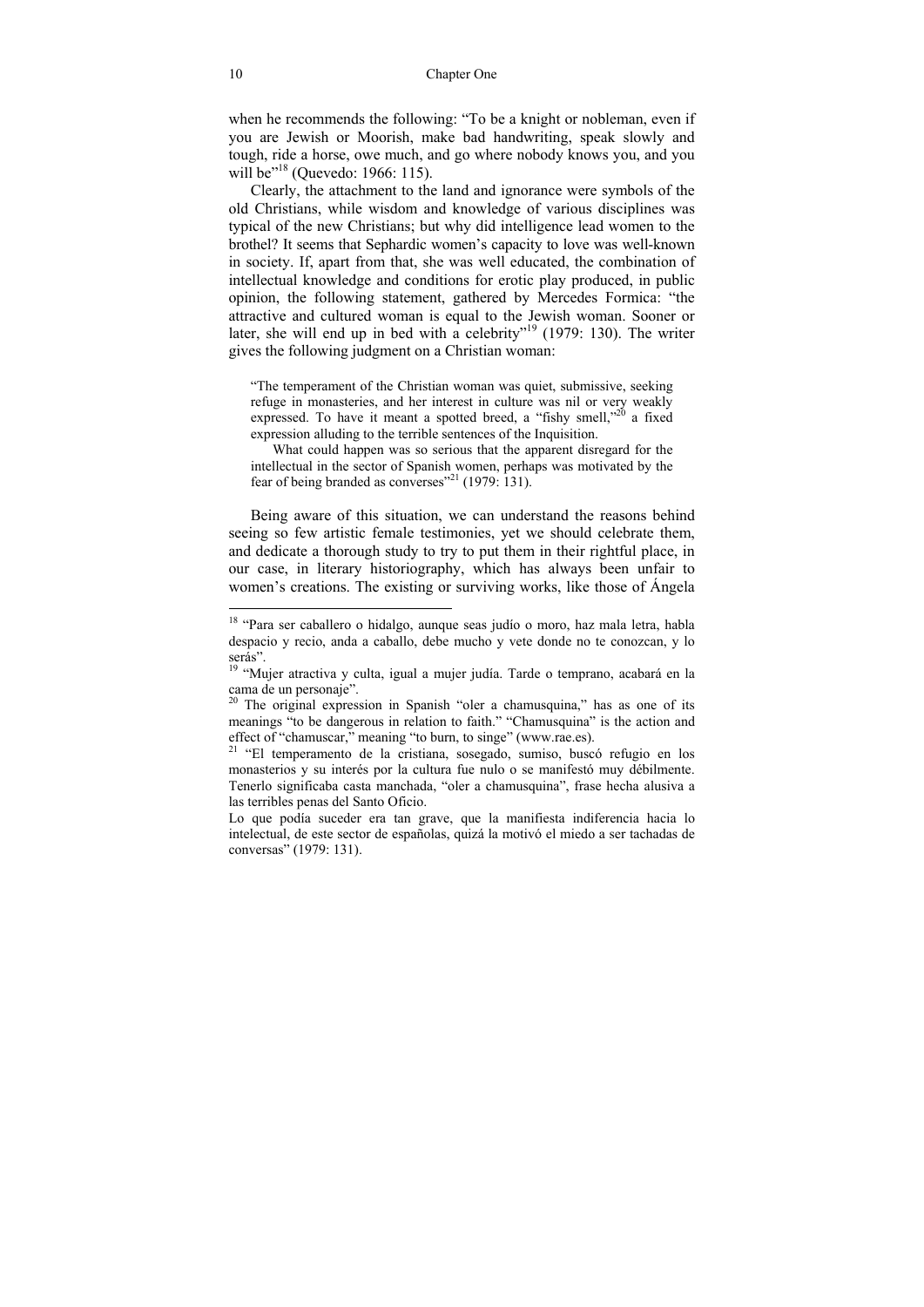when he recommends the following: "To be a knight or nobleman, even if you are Jewish or Moorish, make bad handwriting, speak slowly and tough, ride a horse, owe much, and go where nobody knows you, and you will be"[18] (Quevedo: 1966: 115).

Clearly, the attachment to the land and ignorance were symbols of the old Christians, while wisdom and knowledge of various disciplines was typical of the new Christians; but why did intelligence lead women to the brothel? It seems that Sephardic women's capacity to love was well-known in society. If, apart from that, she was well educated, the combination of intellectual knowledge and conditions for erotic play produced, in public opinion, the following statement, gathered by Mercedes Formica: "the attractive and cultured woman is equal to the Jewish woman. Sooner or later, she will end up in bed with a celebrity"[19] (1979: 130). The writer gives the following judgment on a Christian woman:

> "The temperament of the Christian woman was quiet, submissive, seeking refuge in monasteries, and her interest in culture was nil or very weakly expressed. To have it meant a spotted breed, a "fishy smell,"[20] a fixed expression alluding to the terrible sentences of the Inquisition.
>
> What could happen was so serious that the apparent disregard for the intellectual in the sector of Spanish women, perhaps was motivated by the fear of being branded as converses"[21] (1979: 131).

Being aware of this situation, we can understand the reasons behind seeing so few artistic female testimonies, yet we should celebrate them, and dedicate a thorough study to try to put them in their rightful place, in our case, in literary historiography, which has always been unfair to women's creations. The existing or surviving works, like those of Ángela

---

[18] "Para ser caballero o hidalgo, aunque seas judío o moro, haz mala letra, habla despacio y recio, anda a caballo, debe mucho y vete donde no te conozcan, y lo serás".

[19] "Mujer atractiva y culta, igual a mujer judía. Tarde o temprano, acabará en la cama de un personaje".

[20] The original expression in Spanish "oler a chamusquina," has as one of its meanings "to be dangerous in relation to faith." "Chamusquina" is the action and effect of "chamuscar," meaning "to burn, to singe" (www.rae.es).

[21] "El temperamento de la cristiana, sosegado, sumiso, buscó refugio en los monasterios y su interés por la cultura fue nulo o se manifestó muy débilmente. Tenerlo significaba casta manchada, "oler a chamusquina", frase hecha alusiva a las terribles penas del Santo Oficio.

Lo que podía suceder era tan grave, que la manifiesta indiferencia hacia lo intelectual, de este sector de españolas, quizá la motivó el miedo a ser tachadas de conversas" (1979: 131).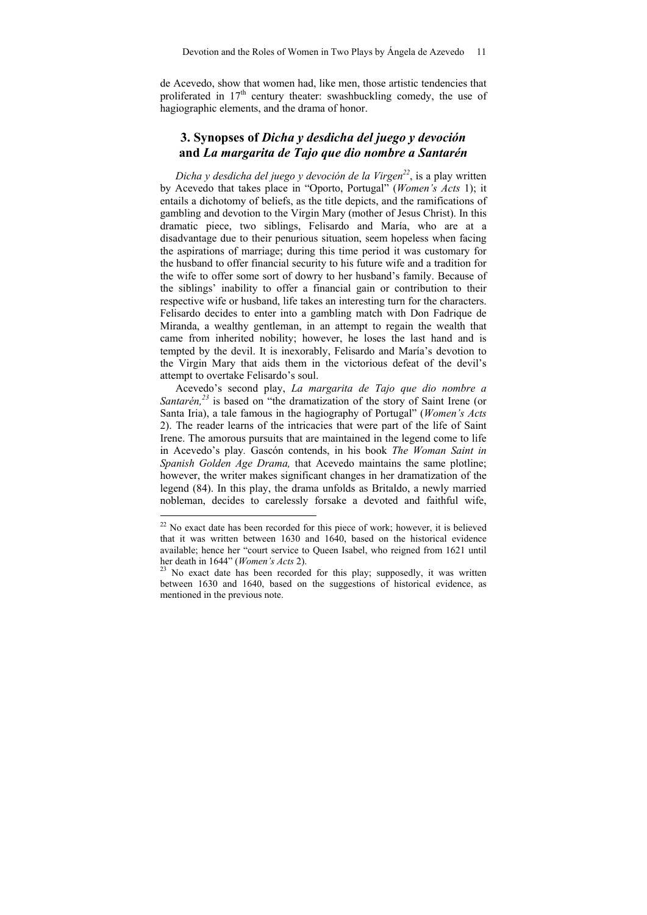de Acevedo, show that women had, like men, those artistic tendencies that proliferated in 17th century theater: swashbuckling comedy, the use of hagiographic elements, and the drama of honor.

## 3. Synopses of *Dicha y desdicha del juego y devoción* and *La margarita de Tajo que dio nombre a Santarén*

*Dicha y desdicha del juego y devoción de la Virgen*[22], is a play written by Acevedo that takes place in "Oporto, Portugal" (*Women's Acts* 1); it entails a dichotomy of beliefs, as the title depicts, and the ramifications of gambling and devotion to the Virgin Mary (mother of Jesus Christ). In this dramatic piece, two siblings, Felisardo and María, who are at a disadvantage due to their penurious situation, seem hopeless when facing the aspirations of marriage; during this time period it was customary for the husband to offer financial security to his future wife and a tradition for the wife to offer some sort of dowry to her husband's family. Because of the siblings' inability to offer a financial gain or contribution to their respective wife or husband, life takes an interesting turn for the characters. Felisardo decides to enter into a gambling match with Don Fadrique de Miranda, a wealthy gentleman, in an attempt to regain the wealth that came from inherited nobility; however, he loses the last hand and is tempted by the devil. It is inexorably, Felisardo and María's devotion to the Virgin Mary that aids them in the victorious defeat of the devil's attempt to overtake Felisardo's soul.

Acevedo's second play, *La margarita de Tajo que dio nombre a Santarén,*[23] is based on "the dramatization of the story of Saint Irene (or Santa Iria), a tale famous in the hagiography of Portugal" (*Women's Acts* 2). The reader learns of the intricacies that were part of the life of Saint Irene. The amorous pursuits that are maintained in the legend come to life in Acevedo's play. Gascón contends, in his book *The Woman Saint in Spanish Golden Age Drama,* that Acevedo maintains the same plotline; however, the writer makes significant changes in her dramatization of the legend (84). In this play, the drama unfolds as Britaldo, a newly married nobleman, decides to carelessly forsake a devoted and faithful wife,

---

[22] No exact date has been recorded for this piece of work; however, it is believed that it was written between 1630 and 1640, based on the historical evidence available; hence her "court service to Queen Isabel, who reigned from 1621 until her death in 1644" (*Women's Acts* 2).

[23] No exact date has been recorded for this play; supposedly, it was written between 1630 and 1640, based on the suggestions of historical evidence, as mentioned in the previous note.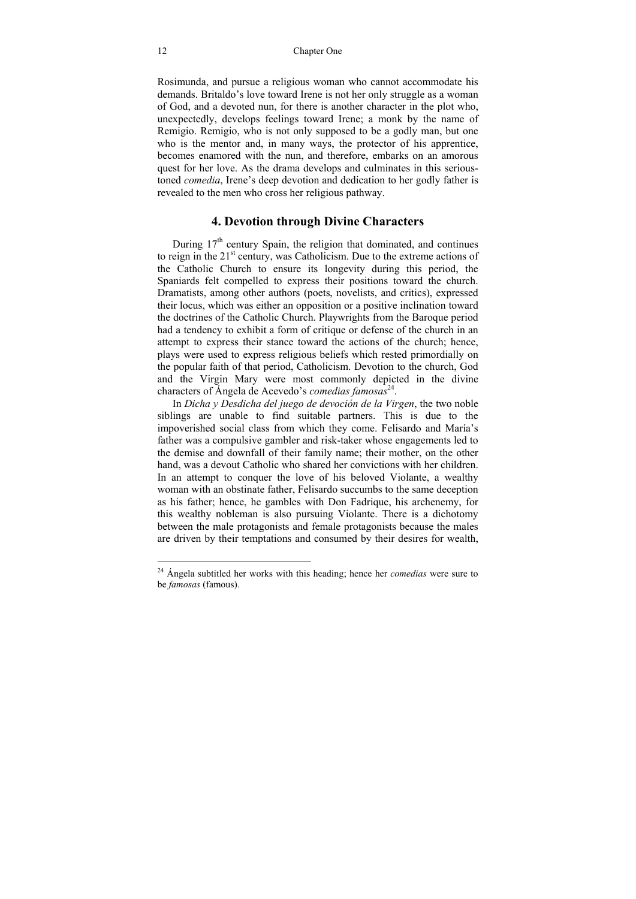Rosimunda, and pursue a religious woman who cannot accommodate his demands. Britaldo's love toward Irene is not her only struggle as a woman of God, and a devoted nun, for there is another character in the plot who, unexpectedly, develops feelings toward Irene; a monk by the name of Remigio. Remigio, who is not only supposed to be a godly man, but one who is the mentor and, in many ways, the protector of his apprentice, becomes enamored with the nun, and therefore, embarks on an amorous quest for her love. As the drama develops and culminates in this serious-toned *comedia*, Irene's deep devotion and dedication to her godly father is revealed to the men who cross her religious pathway.

## 4. Devotion through Divine Characters

During 17th century Spain, the religion that dominated, and continues to reign in the 21st century, was Catholicism. Due to the extreme actions of the Catholic Church to ensure its longevity during this period, the Spaniards felt compelled to express their positions toward the church. Dramatists, among other authors (poets, novelists, and critics), expressed their locus, which was either an opposition or a positive inclination toward the doctrines of the Catholic Church. Playwrights from the Baroque period had a tendency to exhibit a form of critique or defense of the church in an attempt to express their stance toward the actions of the church; hence, plays were used to express religious beliefs which rested primordially on the popular faith of that period, Catholicism. Devotion to the church, God and the Virgin Mary were most commonly depicted in the divine characters of Ángela de Acevedo's *comedias famosas*[24].

In *Dicha y Desdicha del juego de devoción de la Virgen*, the two noble siblings are unable to find suitable partners. This is due to the impoverished social class from which they come. Felisardo and María's father was a compulsive gambler and risk-taker whose engagements led to the demise and downfall of their family name; their mother, on the other hand, was a devout Catholic who shared her convictions with her children. In an attempt to conquer the love of his beloved Violante, a wealthy woman with an obstinate father, Felisardo succumbs to the same deception as his father; hence, he gambles with Don Fadrique, his archenemy, for this wealthy nobleman is also pursuing Violante. There is a dichotomy between the male protagonists and female protagonists because the males are driven by their temptations and consumed by their desires for wealth,

---

[24] Ángela subtitled her works with this heading; hence her *comedias* were sure to be *famosas* (famous).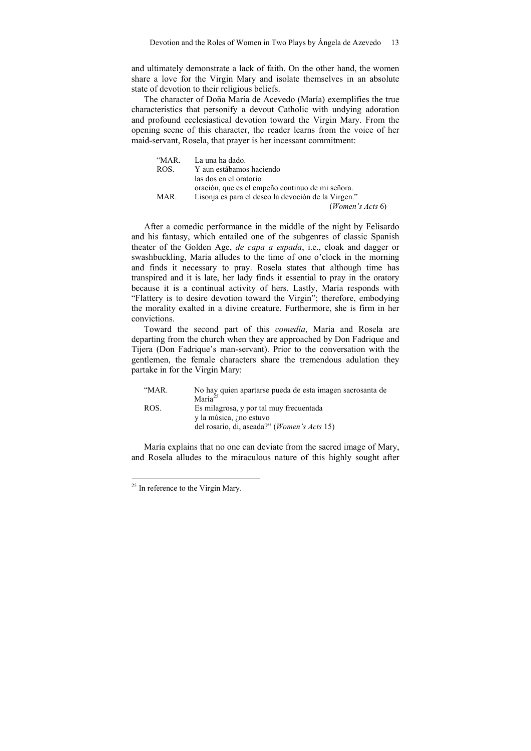and ultimately demonstrate a lack of faith. On the other hand, the women share a love for the Virgin Mary and isolate themselves in an absolute state of devotion to their religious beliefs.

The character of Doña María de Acevedo (María) exemplifies the true characteristics that personify a devout Catholic with undying adoration and profound ecclesiastical devotion toward the Virgin Mary. From the opening scene of this character, the reader learns from the voice of her maid-servant, Rosela, that prayer is her incessant commitment:

> "MAR. La una ha dado.
> ROS. Y aun estábamos haciendo
> las dos en el oratorio
> oración, que es el empeño continuo de mi señora.
> MAR. Lisonja es para el deseo la devoción de la Virgen."
> (*Women's Acts* 6)

After a comedic performance in the middle of the night by Felisardo and his fantasy, which entailed one of the subgenres of classic Spanish theater of the Golden Age, *de capa a espada*, i.e., cloak and dagger or swashbuckling, María alludes to the time of one o'clock in the morning and finds it necessary to pray. Rosela states that although time has transpired and it is late, her lady finds it essential to pray in the oratory because it is a continual activity of hers. Lastly, María responds with "Flattery is to desire devotion toward the Virgin"; therefore, embodying the morality exalted in a divine creature. Furthermore, she is firm in her convictions.

Toward the second part of this *comedia*, María and Rosela are departing from the church when they are approached by Don Fadrique and Tijera (Don Fadrique's man-servant). Prior to the conversation with the gentlemen, the female characters share the tremendous adulation they partake in for the Virgin Mary:

> "MAR. No hay quien apartarse pueda de esta imagen sacrosanta de María[25]
> ROS. Es milagrosa, y por tal muy frecuentada
> y la música, ¿no estuvo
> del rosario, di, aseada?" (*Women's Acts* 15)

María explains that no one can deviate from the sacred image of Mary, and Rosela alludes to the miraculous nature of this highly sought after

[25] In reference to the Virgin Mary.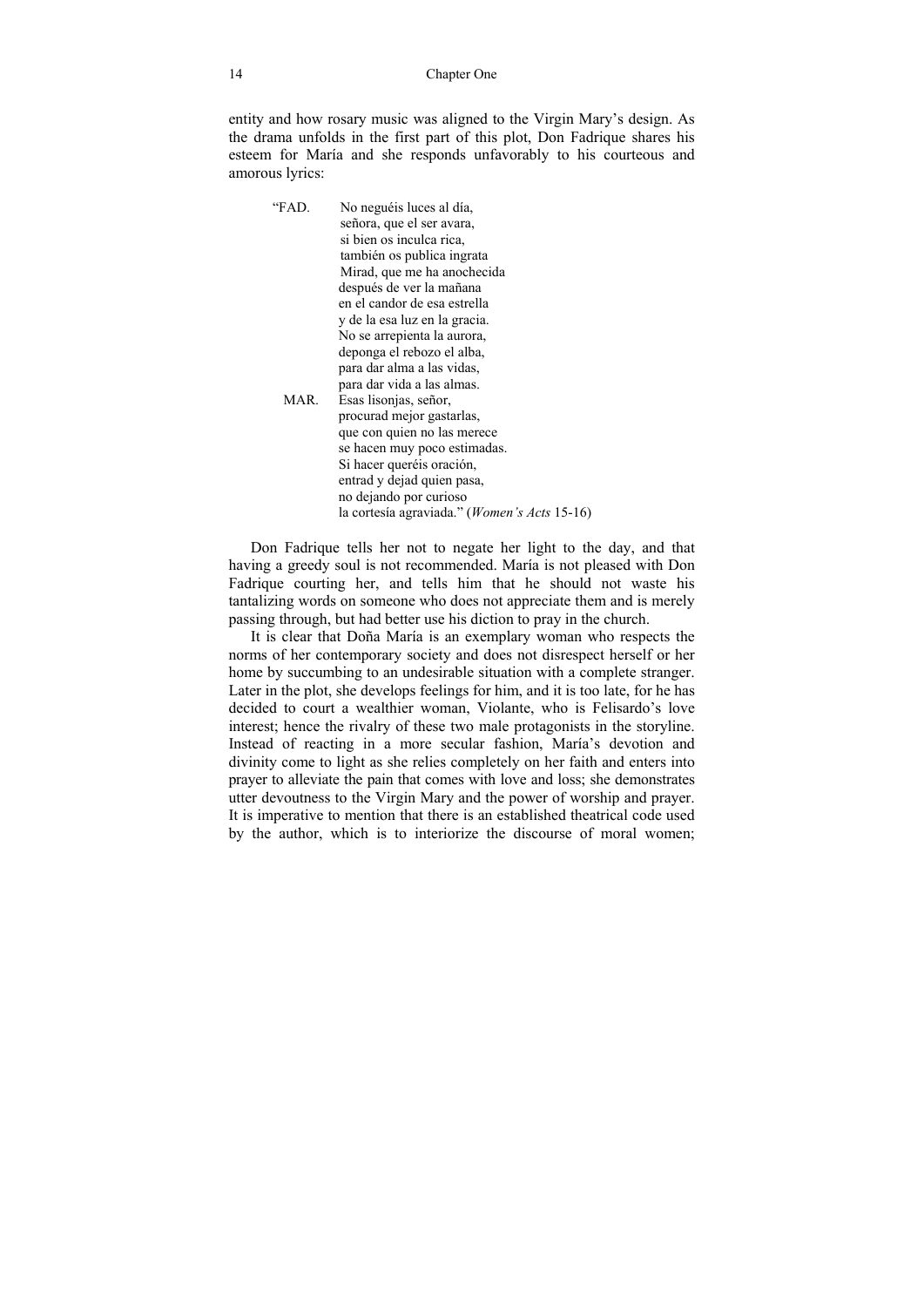entity and how rosary music was aligned to the Virgin Mary's design. As the drama unfolds in the first part of this plot, Don Fadrique shares his esteem for María and she responds unfavorably to his courteous and amorous lyrics:

> "FAD. No neguéis luces al día,
> señora, que el ser avara,
> si bien os inculca rica,
> también os publica ingrata
> Mirad, que me ha anochecida
> después de ver la mañana
> en el candor de esa estrella
> y de la esa luz en la gracia.
> No se arrepienta la aurora,
> deponga el rebozo el alba,
> para dar alma a las vidas,
> para dar vida a las almas.
> MAR. Esas lisonjas, señor,
> procurad mejor gastarlas,
> que con quien no las merece
> se hacen muy poco estimadas.
> Si hacer queréis oración,
> entrad y dejad quien pasa,
> no dejando por curioso
> la cortesía agraviada." (*Women's Acts* 15-16)

Don Fadrique tells her not to negate her light to the day, and that having a greedy soul is not recommended. María is not pleased with Don Fadrique courting her, and tells him that he should not waste his tantalizing words on someone who does not appreciate them and is merely passing through, but had better use his diction to pray in the church.

It is clear that Doña María is an exemplary woman who respects the norms of her contemporary society and does not disrespect herself or her home by succumbing to an undesirable situation with a complete stranger. Later in the plot, she develops feelings for him, and it is too late, for he has decided to court a wealthier woman, Violante, who is Felisardo's love interest; hence the rivalry of these two male protagonists in the storyline. Instead of reacting in a more secular fashion, María's devotion and divinity come to light as she relies completely on her faith and enters into prayer to alleviate the pain that comes with love and loss; she demonstrates utter devoutness to the Virgin Mary and the power of worship and prayer. It is imperative to mention that there is an established theatrical code used by the author, which is to interiorize the discourse of moral women;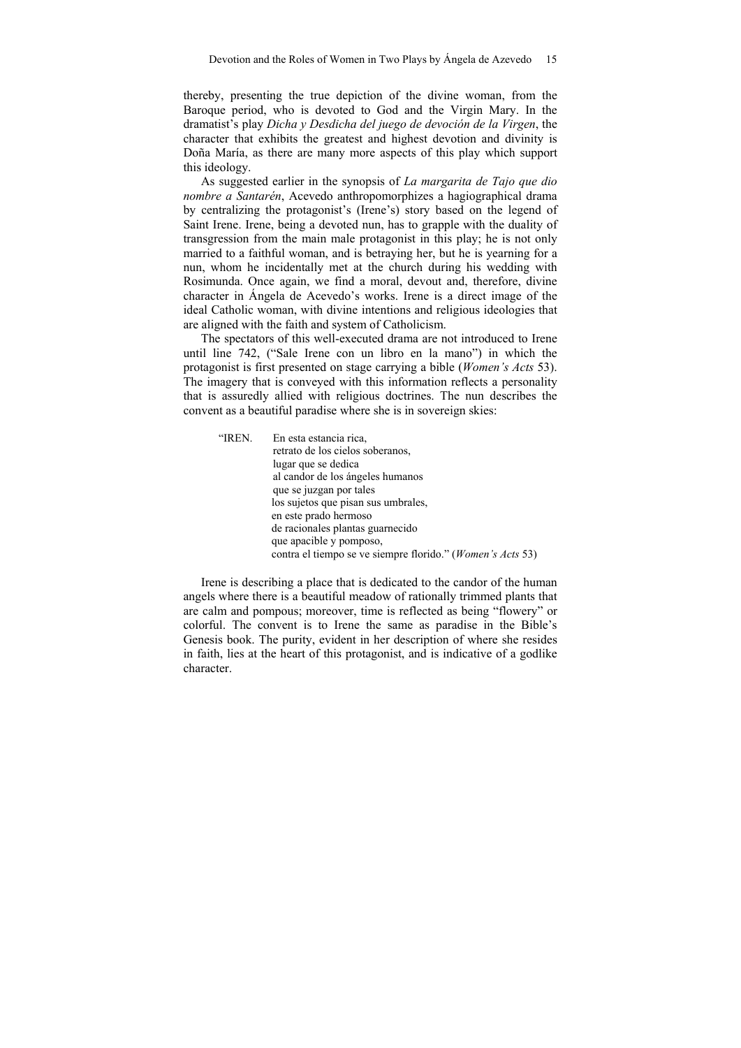thereby, presenting the true depiction of the divine woman, from the Baroque period, who is devoted to God and the Virgin Mary. In the dramatist's play *Dicha y Desdicha del juego de devoción de la Virgen*, the character that exhibits the greatest and highest devotion and divinity is Doña María, as there are many more aspects of this play which support this ideology.

As suggested earlier in the synopsis of *La margarita de Tajo que dio nombre a Santarén*, Acevedo anthropomorphizes a hagiographical drama by centralizing the protagonist's (Irene's) story based on the legend of Saint Irene. Irene, being a devoted nun, has to grapple with the duality of transgression from the main male protagonist in this play; he is not only married to a faithful woman, and is betraying her, but he is yearning for a nun, whom he incidentally met at the church during his wedding with Rosimunda. Once again, we find a moral, devout and, therefore, divine character in Ángela de Acevedo's works. Irene is a direct image of the ideal Catholic woman, with divine intentions and religious ideologies that are aligned with the faith and system of Catholicism.

The spectators of this well-executed drama are not introduced to Irene until line 742, ("Sale Irene con un libro en la mano") in which the protagonist is first presented on stage carrying a bible (*Women's Acts* 53). The imagery that is conveyed with this information reflects a personality that is assuredly allied with religious doctrines. The nun describes the convent as a beautiful paradise where she is in sovereign skies:

> "IREN. En esta estancia rica,
> retrato de los cielos soberanos,
> lugar que se dedica
> al candor de los ángeles humanos
> que se juzgan por tales
> los sujetos que pisan sus umbrales,
> en este prado hermoso
> de racionales plantas guarnecido
> que apacible y pomposo,
> contra el tiempo se ve siempre florido." (*Women's Acts* 53)

Irene is describing a place that is dedicated to the candor of the human angels where there is a beautiful meadow of rationally trimmed plants that are calm and pompous; moreover, time is reflected as being "flowery" or colorful. The convent is to Irene the same as paradise in the Bible's Genesis book. The purity, evident in her description of where she resides in faith, lies at the heart of this protagonist, and is indicative of a godlike character.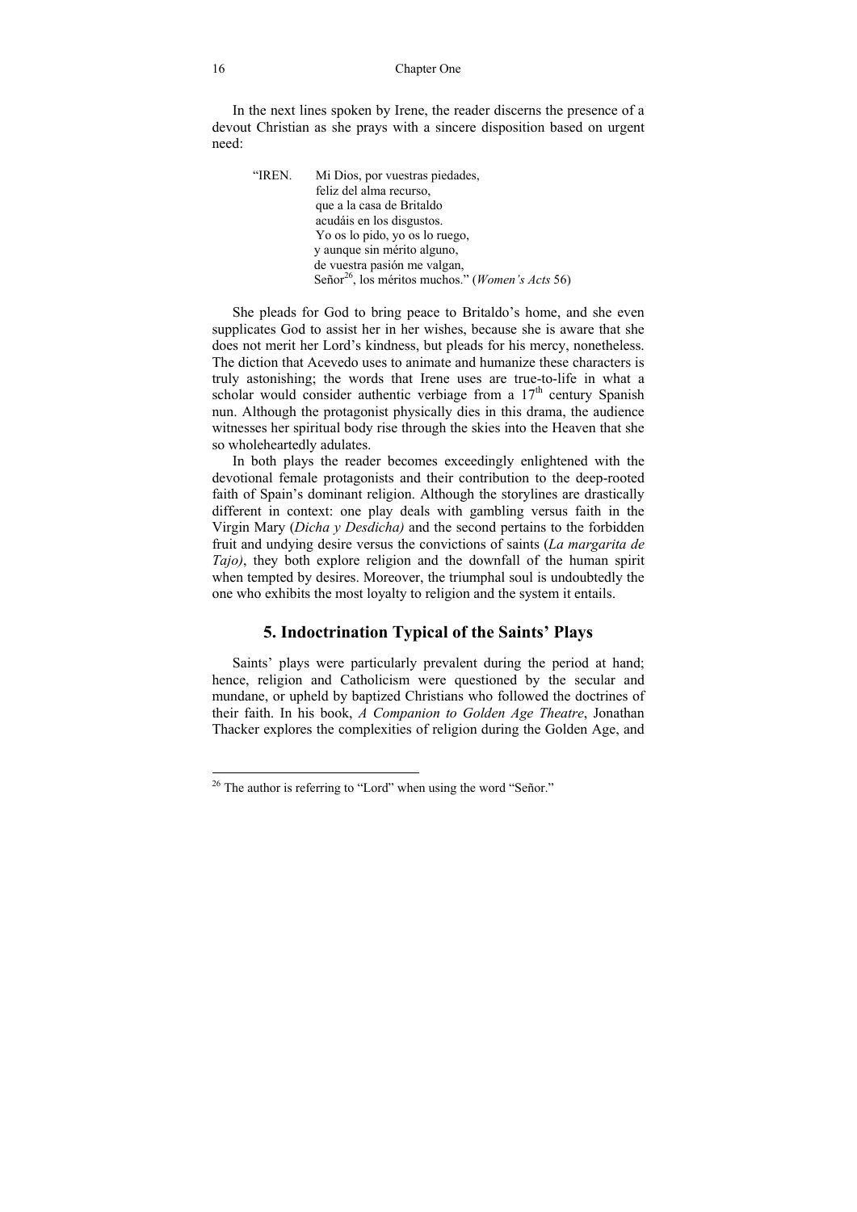In the next lines spoken by Irene, the reader discerns the presence of a devout Christian as she prays with a sincere disposition based on urgent need:

> "IREN. Mi Dios, por vuestras piedades,
> feliz del alma recurso,
> que a la casa de Britaldo
> acudáis en los disgustos.
> Yo os lo pido, yo os lo ruego,
> y aunque sin mérito alguno,
> de vuestra pasión me valgan,
> Señor[26], los méritos muchos." (*Women's Acts* 56)

She pleads for God to bring peace to Britaldo's home, and she even supplicates God to assist her in her wishes, because she is aware that she does not merit her Lord's kindness, but pleads for his mercy, nonetheless. The diction that Acevedo uses to animate and humanize these characters is truly astonishing; the words that Irene uses are true-to-life in what a scholar would consider authentic verbiage from a 17th century Spanish nun. Although the protagonist physically dies in this drama, the audience witnesses her spiritual body rise through the skies into the Heaven that she so wholeheartedly adulates.

In both plays the reader becomes exceedingly enlightened with the devotional female protagonists and their contribution to the deep-rooted faith of Spain's dominant religion. Although the storylines are drastically different in context: one play deals with gambling versus faith in the Virgin Mary (*Dicha y Desdicha)* and the second pertains to the forbidden fruit and undying desire versus the convictions of saints (*La margarita de Tajo)*, they both explore religion and the downfall of the human spirit when tempted by desires. Moreover, the triumphal soul is undoubtedly the one who exhibits the most loyalty to religion and the system it entails.

## 5. Indoctrination Typical of the Saints' Plays

Saints' plays were particularly prevalent during the period at hand; hence, religion and Catholicism were questioned by the secular and mundane, or upheld by baptized Christians who followed the doctrines of their faith. In his book, *A Companion to Golden Age Theatre*, Jonathan Thacker explores the complexities of religion during the Golden Age, and

---

[26] The author is referring to "Lord" when using the word "Señor."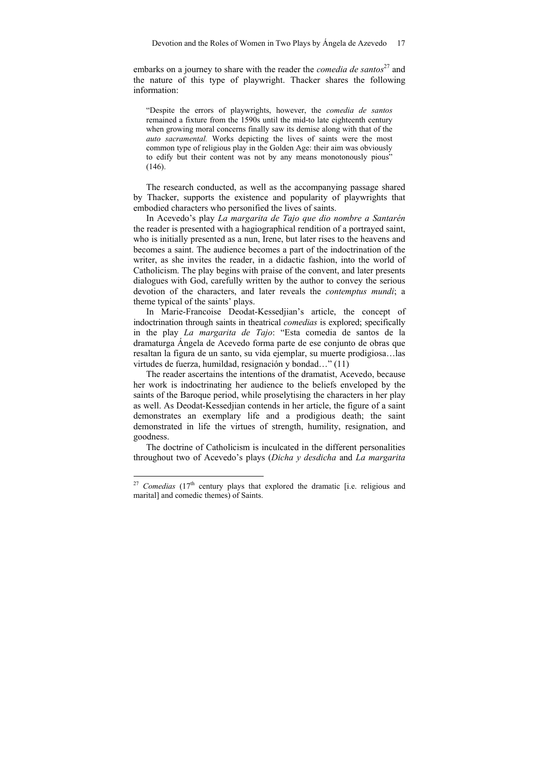embarks on a journey to share with the reader the *comedia de santos*[27] and the nature of this type of playwright. Thacker shares the following information:

> "Despite the errors of playwrights, however, the *comedia de santos* remained a fixture from the 1590s until the mid-to late eighteenth century when growing moral concerns finally saw its demise along with that of the *auto sacramental.* Works depicting the lives of saints were the most common type of religious play in the Golden Age: their aim was obviously to edify but their content was not by any means monotonously pious" (146).

The research conducted, as well as the accompanying passage shared by Thacker, supports the existence and popularity of playwrights that embodied characters who personified the lives of saints.

In Acevedo's play *La margarita de Tajo que dio nombre a Santarén* the reader is presented with a hagiographical rendition of a portrayed saint, who is initially presented as a nun, Irene, but later rises to the heavens and becomes a saint. The audience becomes a part of the indoctrination of the writer, as she invites the reader, in a didactic fashion, into the world of Catholicism. The play begins with praise of the convent, and later presents dialogues with God, carefully written by the author to convey the serious devotion of the characters, and later reveals the *contemptus mundi*; a theme typical of the saints' plays.

In Marie-Francoise Deodat-Kessedjian's article, the concept of indoctrination through saints in theatrical *comedias* is explored; specifically in the play *La margarita de Tajo*: "Esta comedia de santos de la dramaturga Ángela de Acevedo forma parte de ese conjunto de obras que resaltan la figura de un santo, su vida ejemplar, su muerte prodigiosa…las virtudes de fuerza, humildad, resignación y bondad…" (11)

The reader ascertains the intentions of the dramatist, Acevedo, because her work is indoctrinating her audience to the beliefs enveloped by the saints of the Baroque period, while proselytising the characters in her play as well. As Deodat-Kessedjian contends in her article, the figure of a saint demonstrates an exemplary life and a prodigious death; the saint demonstrated in life the virtues of strength, humility, resignation, and goodness.

The doctrine of Catholicism is inculcated in the different personalities throughout two of Acevedo's plays (*Dicha y desdicha* and *La margarita*

---

[27] *Comedias* (17th century plays that explored the dramatic [i.e. religious and marital] and comedic themes) of Saints.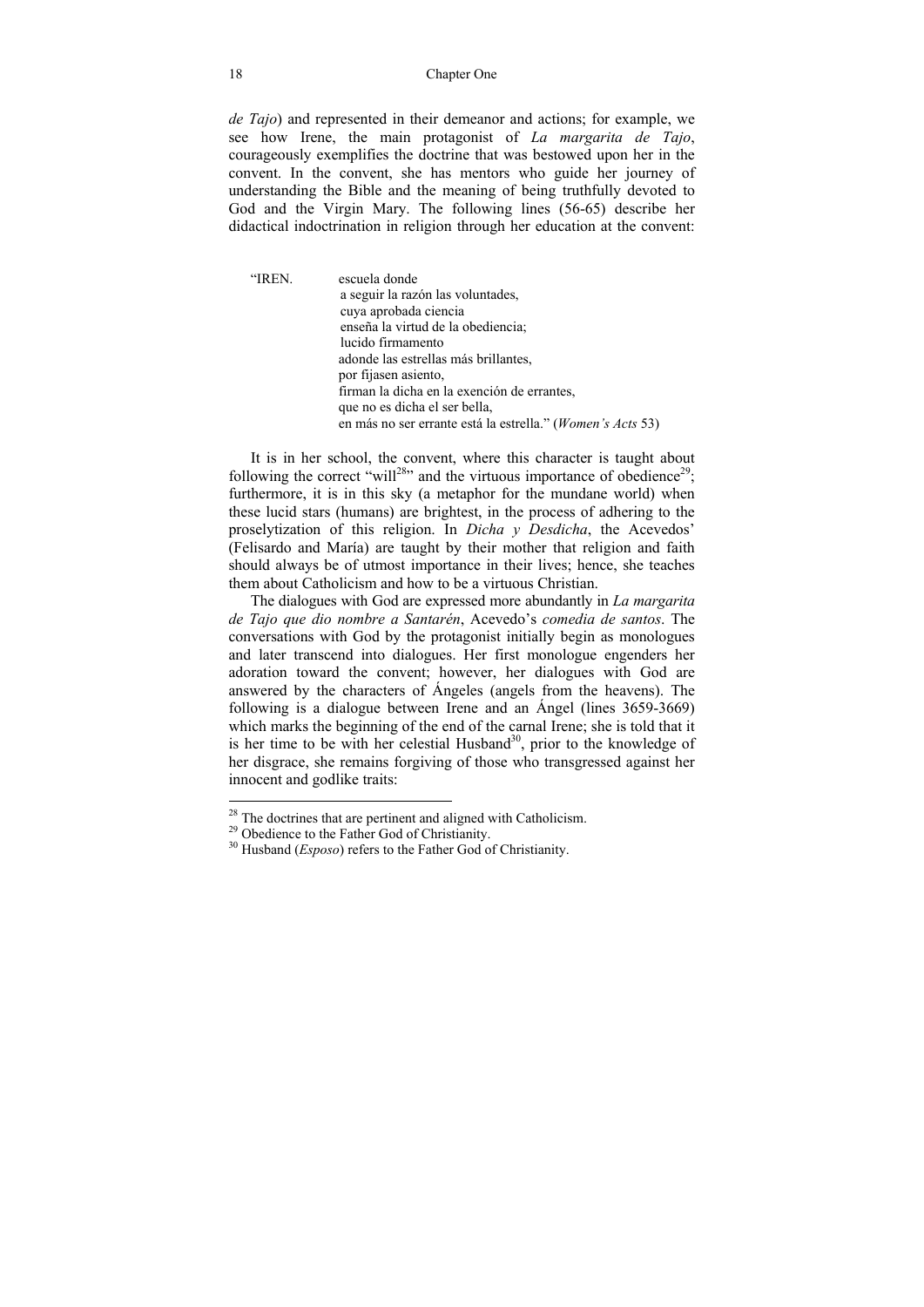*de Tajo*) and represented in their demeanor and actions; for example, we see how Irene, the main protagonist of *La margarita de Tajo*, courageously exemplifies the doctrine that was bestowed upon her in the convent. In the convent, she has mentors who guide her journey of understanding the Bible and the meaning of being truthfully devoted to God and the Virgin Mary. The following lines (56-65) describe her didactical indoctrination in religion through her education at the convent:

> "IREN. escuela donde
> a seguir la razón las voluntades,
> cuya aprobada ciencia
> enseña la virtud de la obediencia;
> lucido firmamento
> adonde las estrellas más brillantes,
> por fijasen asiento,
> firman la dicha en la exención de errantes,
> que no es dicha el ser bella,
> en más no ser errante está la estrella." (*Women's Acts* 53)

It is in her school, the convent, where this character is taught about following the correct "will[28]" and the virtuous importance of obedience[29]; furthermore, it is in this sky (a metaphor for the mundane world) when these lucid stars (humans) are brightest, in the process of adhering to the proselytization of this religion. In *Dicha y Desdicha*, the Acevedos' (Felisardo and María) are taught by their mother that religion and faith should always be of utmost importance in their lives; hence, she teaches them about Catholicism and how to be a virtuous Christian.

The dialogues with God are expressed more abundantly in *La margarita de Tajo que dio nombre a Santarén*, Acevedo's *comedia de santos*. The conversations with God by the protagonist initially begin as monologues and later transcend into dialogues. Her first monologue engenders her adoration toward the convent; however, her dialogues with God are answered by the characters of Ángeles (angels from the heavens). The following is a dialogue between Irene and an Ángel (lines 3659-3669) which marks the beginning of the end of the carnal Irene; she is told that it is her time to be with her celestial Husband[30], prior to the knowledge of her disgrace, she remains forgiving of those who transgressed against her innocent and godlike traits:

---

[28] The doctrines that are pertinent and aligned with Catholicism.

[29] Obedience to the Father God of Christianity.

[30] Husband (*Esposo*) refers to the Father God of Christianity.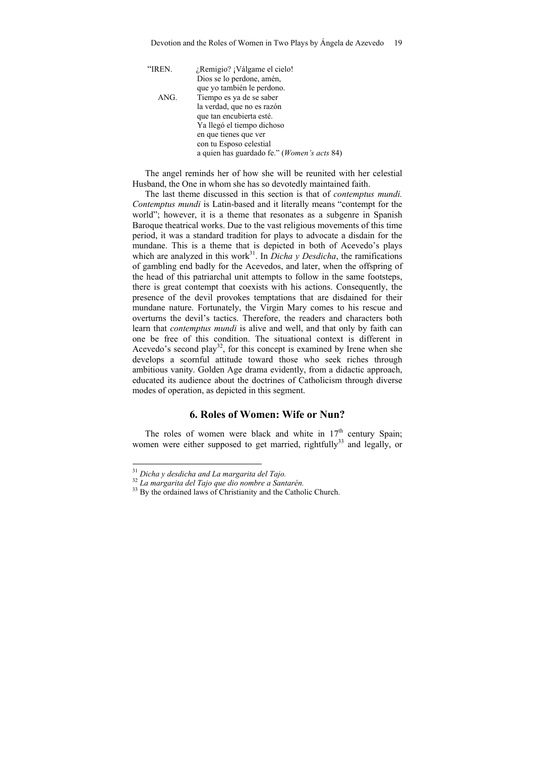"IREN. ¿Remigio? ¡Válgame el cielo!  
Dios se lo perdone, amén,  
que yo también le perdono.  
ANG. Tiempo es ya de se saber  
la verdad, que no es razón  
que tan encubierta esté.  
Ya llegó el tiempo dichoso  
en que tienes que ver  
con tu Esposo celestial  
a quien has guardado fe." (*Women's acts* 84)

The angel reminds her of how she will be reunited with her celestial Husband, the One in whom she has so devotedly maintained faith.

The last theme discussed in this section is that of *contemptus mundi. Contemptus mundi* is Latin-based and it literally means "contempt for the world"; however, it is a theme that resonates as a subgenre in Spanish Baroque theatrical works. Due to the vast religious movements of this time period, it was a standard tradition for plays to advocate a disdain for the mundane. This is a theme that is depicted in both of Acevedo's plays which are analyzed in this work[31]. In *Dicha y Desdicha*, the ramifications of gambling end badly for the Acevedos, and later, when the offspring of the head of this patriarchal unit attempts to follow in the same footsteps, there is great contempt that coexists with his actions. Consequently, the presence of the devil provokes temptations that are disdained for their mundane nature. Fortunately, the Virgin Mary comes to his rescue and overturns the devil's tactics. Therefore, the readers and characters both learn that *contemptus mundi* is alive and well, and that only by faith can one be free of this condition. The situational context is different in Acevedo's second play[32], for this concept is examined by Irene when she develops a scornful attitude toward those who seek riches through ambitious vanity. Golden Age drama evidently, from a didactic approach, educated its audience about the doctrines of Catholicism through diverse modes of operation, as depicted in this segment.

## 6. Roles of Women: Wife or Nun?

The roles of women were black and white in 17th century Spain; women were either supposed to get married, rightfully[33] and legally, or

---

[31] *Dicha y desdicha and La margarita del Tajo.*

[32] *La margarita del Tajo que dio nombre a Santarén.*

[33] By the ordained laws of Christianity and the Catholic Church.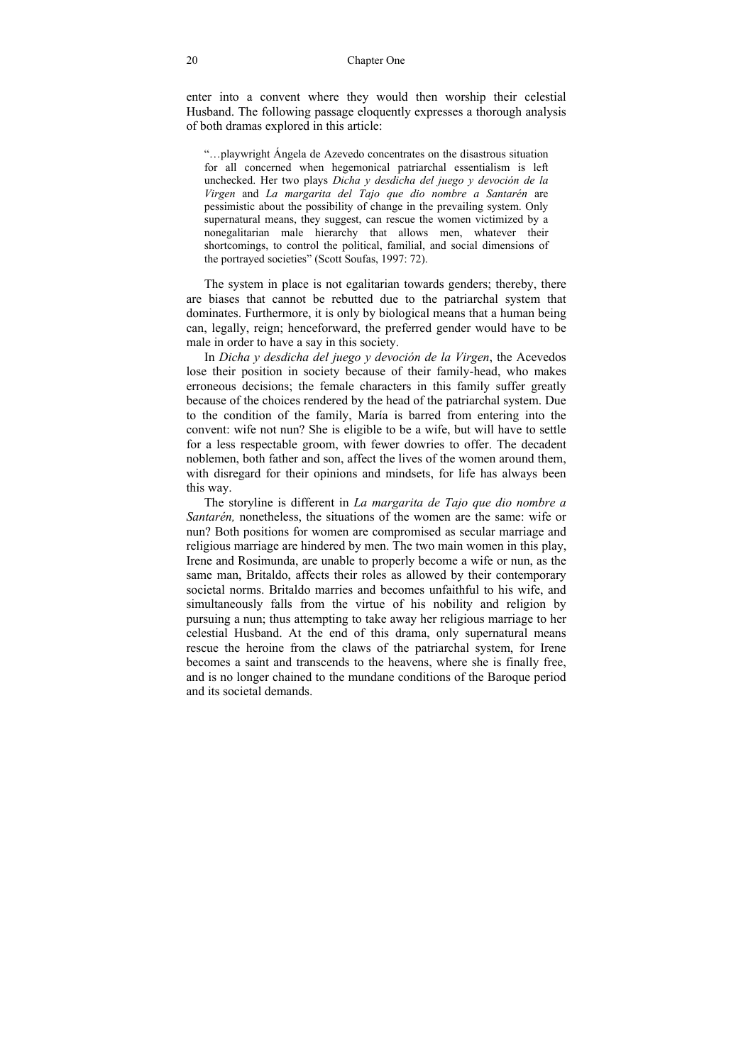enter into a convent where they would then worship their celestial Husband. The following passage eloquently expresses a thorough analysis of both dramas explored in this article:

> "…playwright Ángela de Azevedo concentrates on the disastrous situation for all concerned when hegemonical patriarchal essentialism is left unchecked. Her two plays *Dicha y desdicha del juego y devoción de la Virgen* and *La margarita del Tajo que dio nombre a Santarén* are pessimistic about the possibility of change in the prevailing system. Only supernatural means, they suggest, can rescue the women victimized by a nonegalitarian male hierarchy that allows men, whatever their shortcomings, to control the political, familial, and social dimensions of the portrayed societies" (Scott Soufas, 1997: 72).

The system in place is not egalitarian towards genders; thereby, there are biases that cannot be rebutted due to the patriarchal system that dominates. Furthermore, it is only by biological means that a human being can, legally, reign; henceforward, the preferred gender would have to be male in order to have a say in this society.

In *Dicha y desdicha del juego y devoción de la Virgen*, the Acevedos lose their position in society because of their family-head, who makes erroneous decisions; the female characters in this family suffer greatly because of the choices rendered by the head of the patriarchal system. Due to the condition of the family, María is barred from entering into the convent: wife not nun? She is eligible to be a wife, but will have to settle for a less respectable groom, with fewer dowries to offer. The decadent noblemen, both father and son, affect the lives of the women around them, with disregard for their opinions and mindsets, for life has always been this way.

The storyline is different in *La margarita de Tajo que dio nombre a Santarén,* nonetheless, the situations of the women are the same: wife or nun? Both positions for women are compromised as secular marriage and religious marriage are hindered by men. The two main women in this play, Irene and Rosimunda, are unable to properly become a wife or nun, as the same man, Britaldo, affects their roles as allowed by their contemporary societal norms. Britaldo marries and becomes unfaithful to his wife, and simultaneously falls from the virtue of his nobility and religion by pursuing a nun; thus attempting to take away her religious marriage to her celestial Husband. At the end of this drama, only supernatural means rescue the heroine from the claws of the patriarchal system, for Irene becomes a saint and transcends to the heavens, where she is finally free, and is no longer chained to the mundane conditions of the Baroque period and its societal demands.